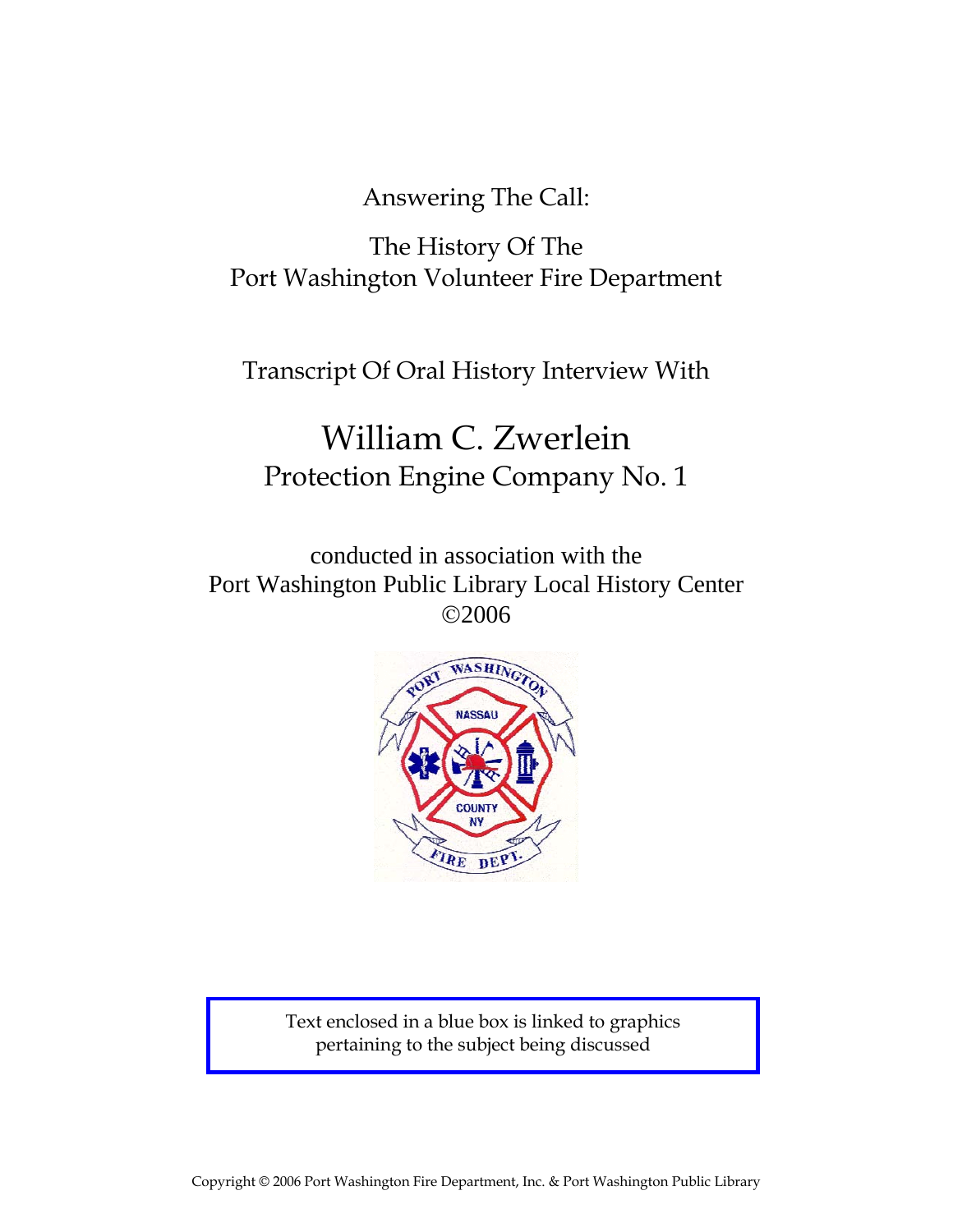Answering The Call:

The History Of The
Port Washington Volunteer Fire Department

Transcript Of Oral History Interview With

# William C. Zwerlein

## Protection Engine Company No. 1

conducted in association with the
Port Washington Public Library Local History Center
©2006

Text enclosed in a blue box is linked to graphics pertaining to the subject being discussed

Copyright © 2006 Port Washington Fire Department, Inc. & Port Washington Public Library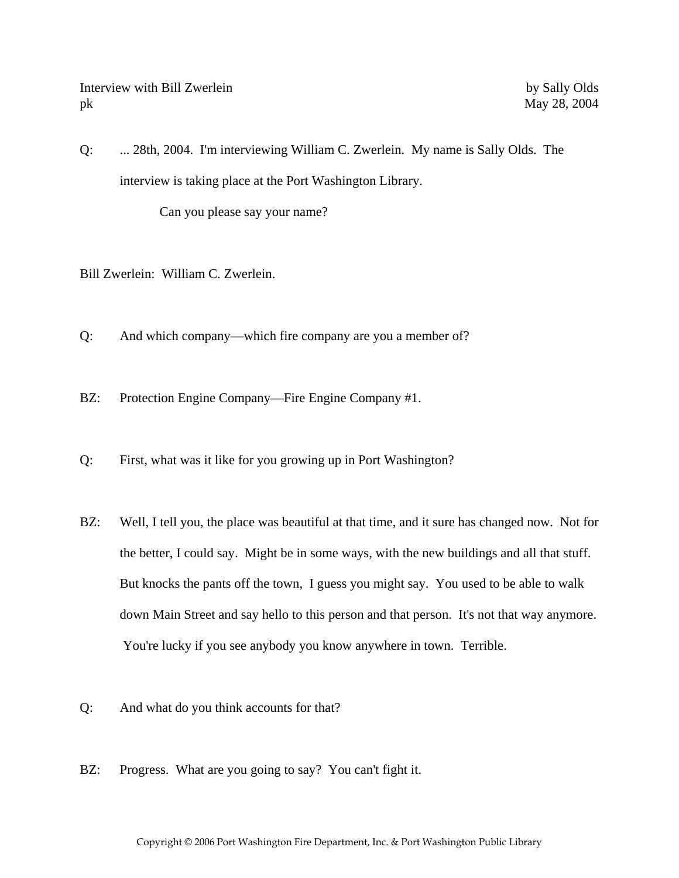Interview with Bill Zwerlein by Sally Olds
pk May 28, 2004

Q: ... 28th, 2004. I'm interviewing William C. Zwerlein. My name is Sally Olds. The interview is taking place at the Port Washington Library.

Can you please say your name?

Bill Zwerlein: William C. Zwerlein.

Q: And which company—which fire company are you a member of?

BZ: Protection Engine Company—Fire Engine Company #1.

Q: First, what was it like for you growing up in Port Washington?

BZ: Well, I tell you, the place was beautiful at that time, and it sure has changed now. Not for the better, I could say. Might be in some ways, with the new buildings and all that stuff. But knocks the pants off the town, I guess you might say. You used to be able to walk down Main Street and say hello to this person and that person. It's not that way anymore. You're lucky if you see anybody you know anywhere in town. Terrible.

Q: And what do you think accounts for that?

BZ: Progress. What are you going to say? You can't fight it.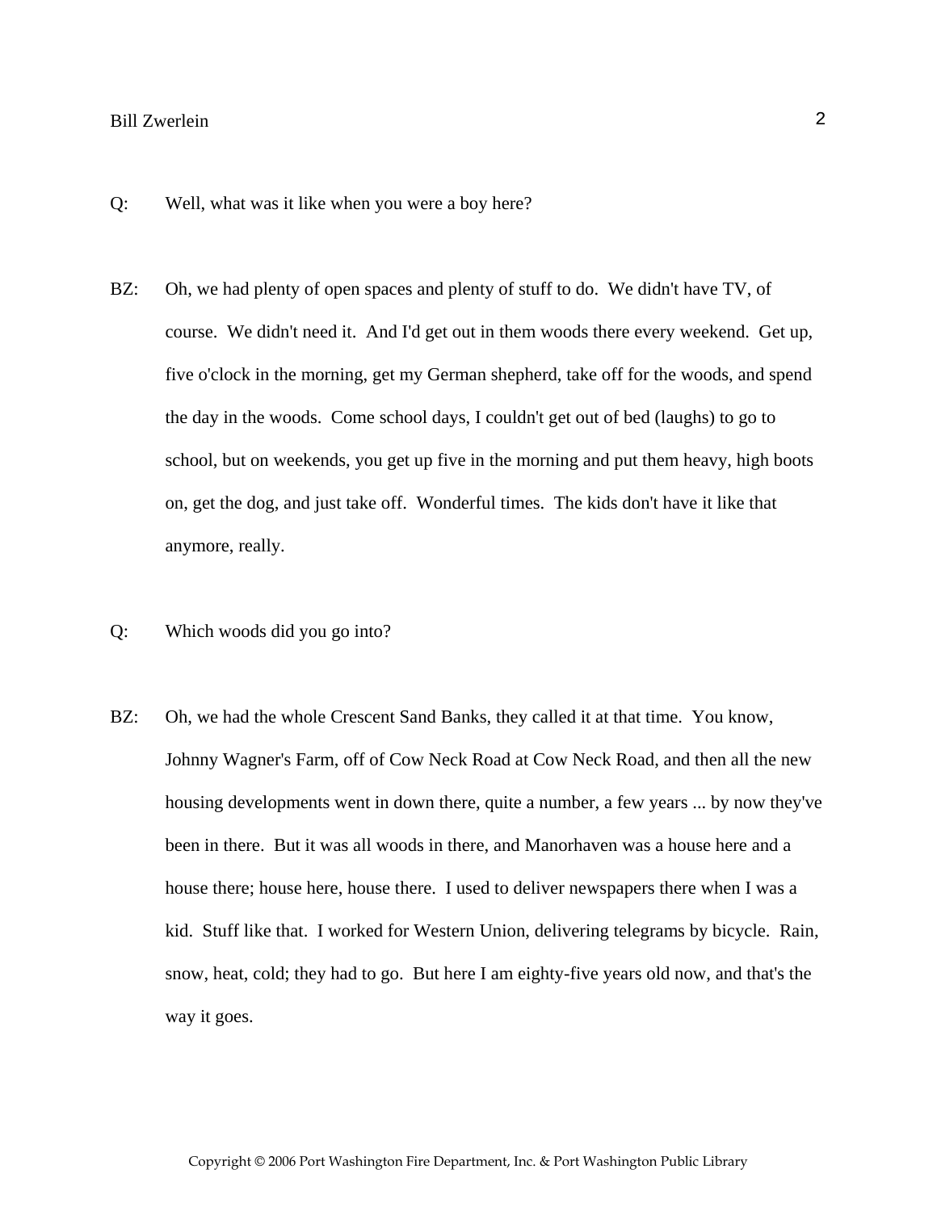Q: Well, what was it like when you were a boy here?

BZ: Oh, we had plenty of open spaces and plenty of stuff to do. We didn't have TV, of course. We didn't need it. And I'd get out in them woods there every weekend. Get up, five o'clock in the morning, get my German shepherd, take off for the woods, and spend the day in the woods. Come school days, I couldn't get out of bed (laughs) to go to school, but on weekends, you get up five in the morning and put them heavy, high boots on, get the dog, and just take off. Wonderful times. The kids don't have it like that anymore, really.

Q: Which woods did you go into?

BZ: Oh, we had the whole Crescent Sand Banks, they called it at that time. You know, Johnny Wagner's Farm, off of Cow Neck Road at Cow Neck Road, and then all the new housing developments went in down there, quite a number, a few years ... by now they've been in there. But it was all woods in there, and Manorhaven was a house here and a house there; house here, house there. I used to deliver newspapers there when I was a kid. Stuff like that. I worked for Western Union, delivering telegrams by bicycle. Rain, snow, heat, cold; they had to go. But here I am eighty-five years old now, and that's the way it goes.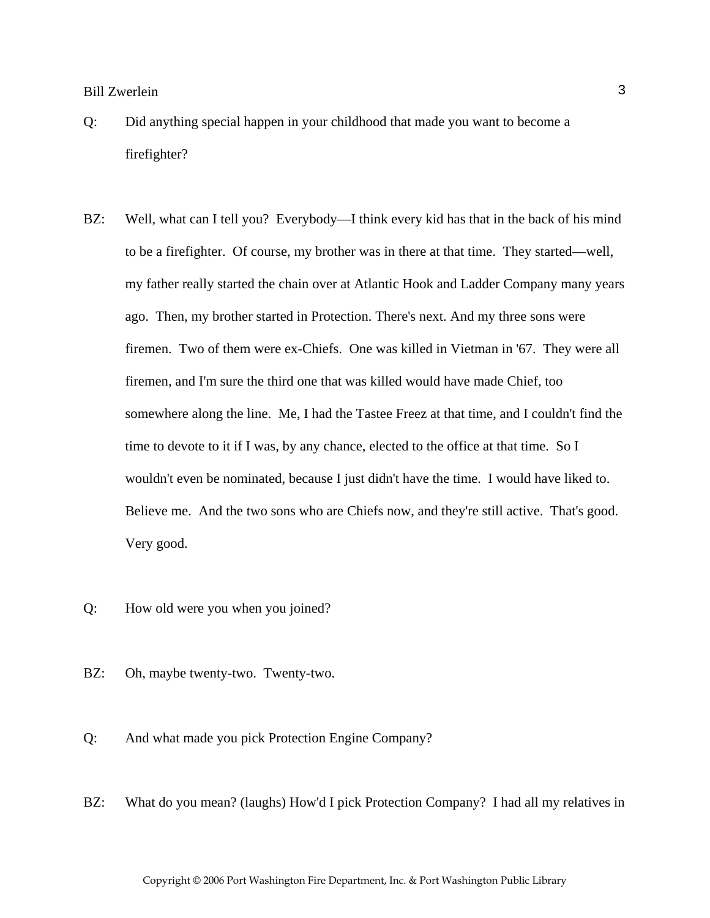Q: Did anything special happen in your childhood that made you want to become a firefighter?

BZ: Well, what can I tell you? Everybody—I think every kid has that in the back of his mind to be a firefighter. Of course, my brother was in there at that time. They started—well, my father really started the chain over at Atlantic Hook and Ladder Company many years ago. Then, my brother started in Protection. There's next. And my three sons were firemen. Two of them were ex-Chiefs. One was killed in Vietman in '67. They were all firemen, and I'm sure the third one that was killed would have made Chief, too somewhere along the line. Me, I had the Tastee Freez at that time, and I couldn't find the time to devote to it if I was, by any chance, elected to the office at that time. So I wouldn't even be nominated, because I just didn't have the time. I would have liked to. Believe me. And the two sons who are Chiefs now, and they're still active. That's good. Very good.

Q: How old were you when you joined?

BZ: Oh, maybe twenty-two. Twenty-two.

Q: And what made you pick Protection Engine Company?

BZ: What do you mean? (laughs) How'd I pick Protection Company? I had all my relatives in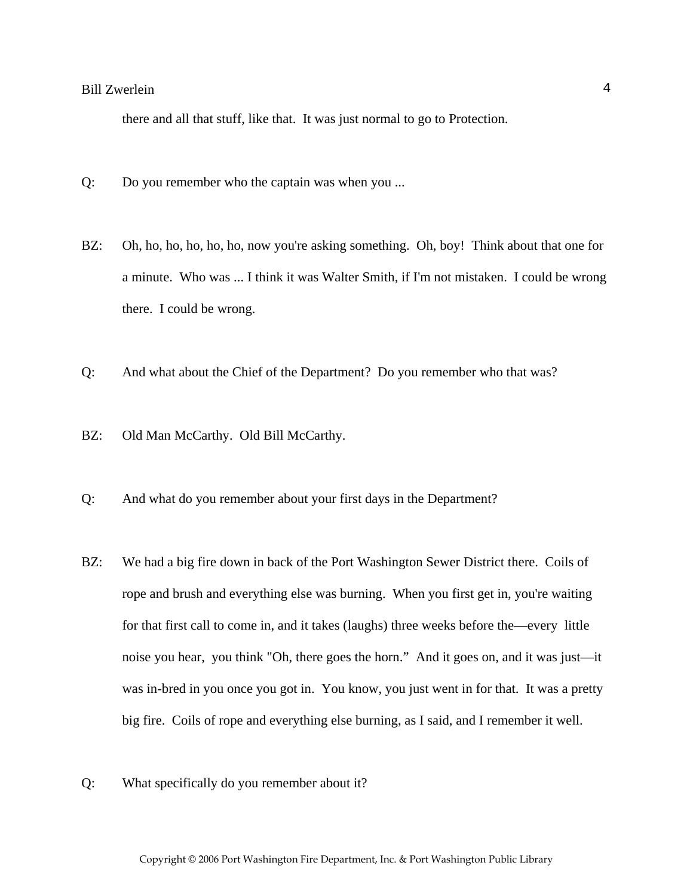there and all that stuff, like that. It was just normal to go to Protection.

Q: Do you remember who the captain was when you ...

BZ: Oh, ho, ho, ho, ho, ho, now you're asking something. Oh, boy! Think about that one for a minute. Who was ... I think it was Walter Smith, if I'm not mistaken. I could be wrong there. I could be wrong.

Q: And what about the Chief of the Department? Do you remember who that was?

BZ: Old Man McCarthy. Old Bill McCarthy.

Q: And what do you remember about your first days in the Department?

BZ: We had a big fire down in back of the Port Washington Sewer District there. Coils of rope and brush and everything else was burning. When you first get in, you're waiting for that first call to come in, and it takes (laughs) three weeks before the—every little noise you hear, you think "Oh, there goes the horn." And it goes on, and it was just—it was in-bred in you once you got in. You know, you just went in for that. It was a pretty big fire. Coils of rope and everything else burning, as I said, and I remember it well.

Q: What specifically do you remember about it?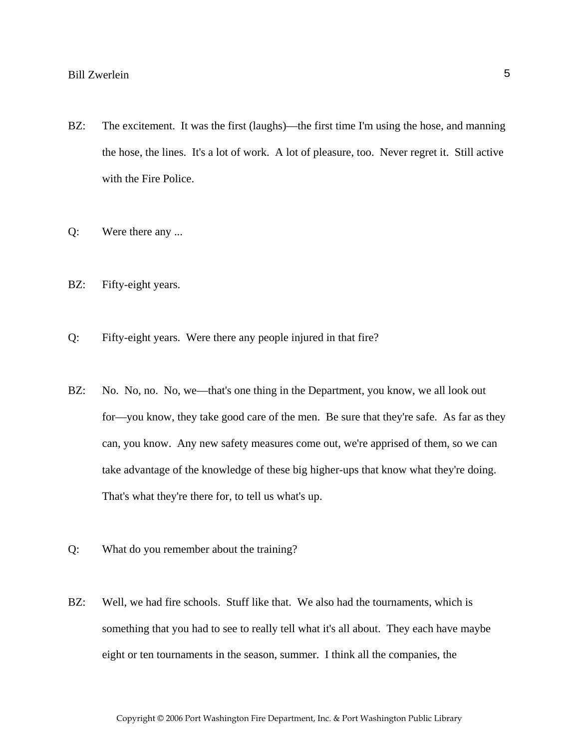BZ: The excitement. It was the first (laughs)—the first time I'm using the hose, and manning the hose, the lines. It's a lot of work. A lot of pleasure, too. Never regret it. Still active with the Fire Police.

Q: Were there any ...

BZ: Fifty-eight years.

Q: Fifty-eight years. Were there any people injured in that fire?

BZ: No. No, no. No, we—that's one thing in the Department, you know, we all look out for—you know, they take good care of the men. Be sure that they're safe. As far as they can, you know. Any new safety measures come out, we're apprised of them, so we can take advantage of the knowledge of these big higher-ups that know what they're doing. That's what they're there for, to tell us what's up.

Q: What do you remember about the training?

BZ: Well, we had fire schools. Stuff like that. We also had the tournaments, which is something that you had to see to really tell what it's all about. They each have maybe eight or ten tournaments in the season, summer. I think all the companies, the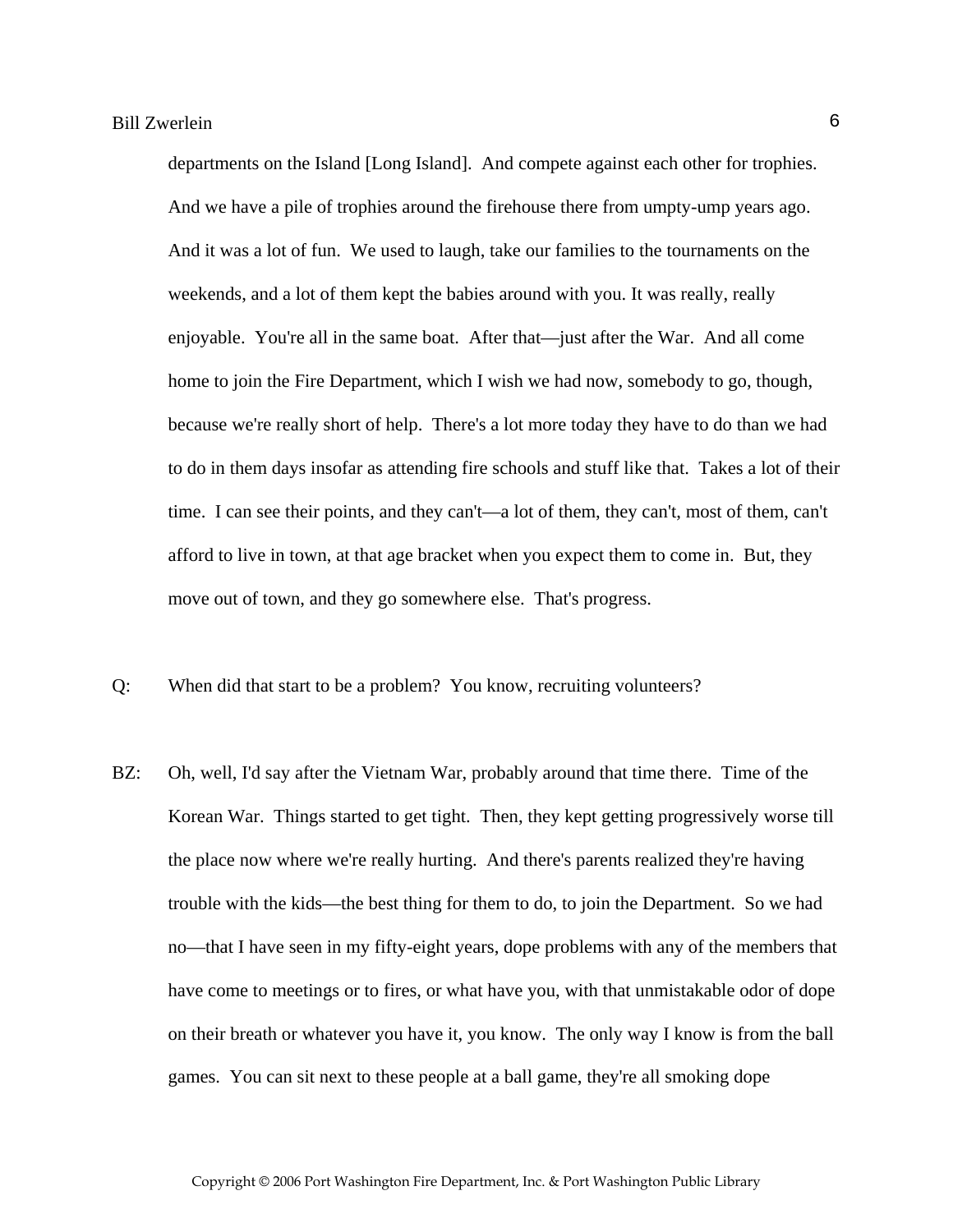departments on the Island [Long Island]. And compete against each other for trophies. And we have a pile of trophies around the firehouse there from umpty-ump years ago. And it was a lot of fun. We used to laugh, take our families to the tournaments on the weekends, and a lot of them kept the babies around with you. It was really, really enjoyable. You're all in the same boat. After that—just after the War. And all come home to join the Fire Department, which I wish we had now, somebody to go, though, because we're really short of help. There's a lot more today they have to do than we had to do in them days insofar as attending fire schools and stuff like that. Takes a lot of their time. I can see their points, and they can't—a lot of them, they can't, most of them, can't afford to live in town, at that age bracket when you expect them to come in. But, they move out of town, and they go somewhere else. That's progress.

Q: When did that start to be a problem? You know, recruiting volunteers?

BZ: Oh, well, I'd say after the Vietnam War, probably around that time there. Time of the Korean War. Things started to get tight. Then, they kept getting progressively worse till the place now where we're really hurting. And there's parents realized they're having trouble with the kids—the best thing for them to do, to join the Department. So we had no—that I have seen in my fifty-eight years, dope problems with any of the members that have come to meetings or to fires, or what have you, with that unmistakable odor of dope on their breath or whatever you have it, you know. The only way I know is from the ball games. You can sit next to these people at a ball game, they're all smoking dope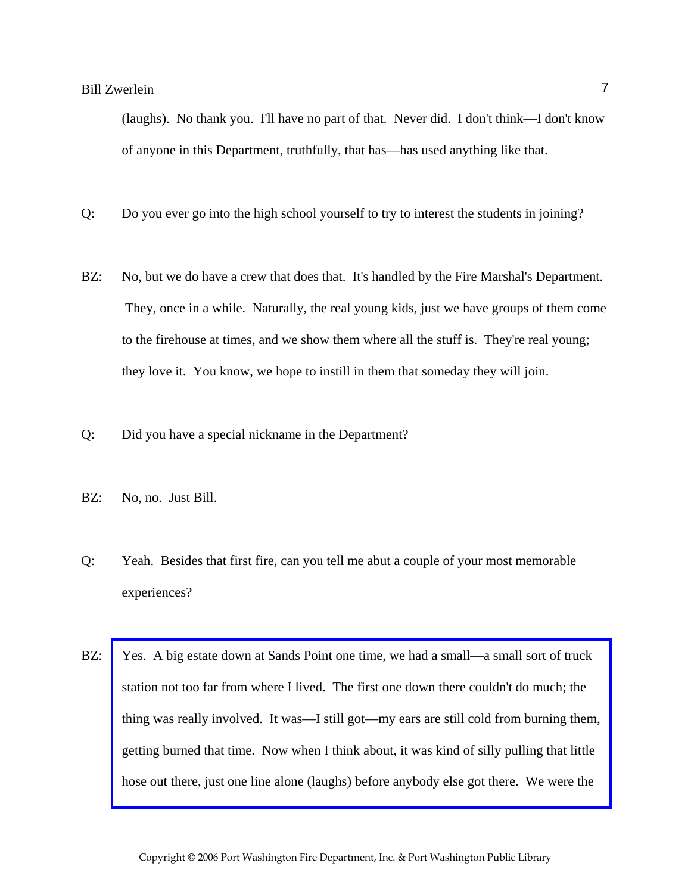(laughs). No thank you. I'll have no part of that. Never did. I don't think—I don't know of anyone in this Department, truthfully, that has—has used anything like that.

Q: Do you ever go into the high school yourself to try to interest the students in joining?

BZ: No, but we do have a crew that does that. It's handled by the Fire Marshal's Department. They, once in a while. Naturally, the real young kids, just we have groups of them come to the firehouse at times, and we show them where all the stuff is. They're real young; they love it. You know, we hope to instill in them that someday they will join.

Q: Did you have a special nickname in the Department?

BZ: No, no. Just Bill.

Q: Yeah. Besides that first fire, can you tell me abut a couple of your most memorable experiences?

BZ: Yes. A big estate down at Sands Point one time, we had a small—a small sort of truck station not too far from where I lived. The first one down there couldn't do much; the thing was really involved. It was—I still got—my ears are still cold from burning them, getting burned that time. Now when I think about, it was kind of silly pulling that little hose out there, just one line alone (laughs) before anybody else got there. We were the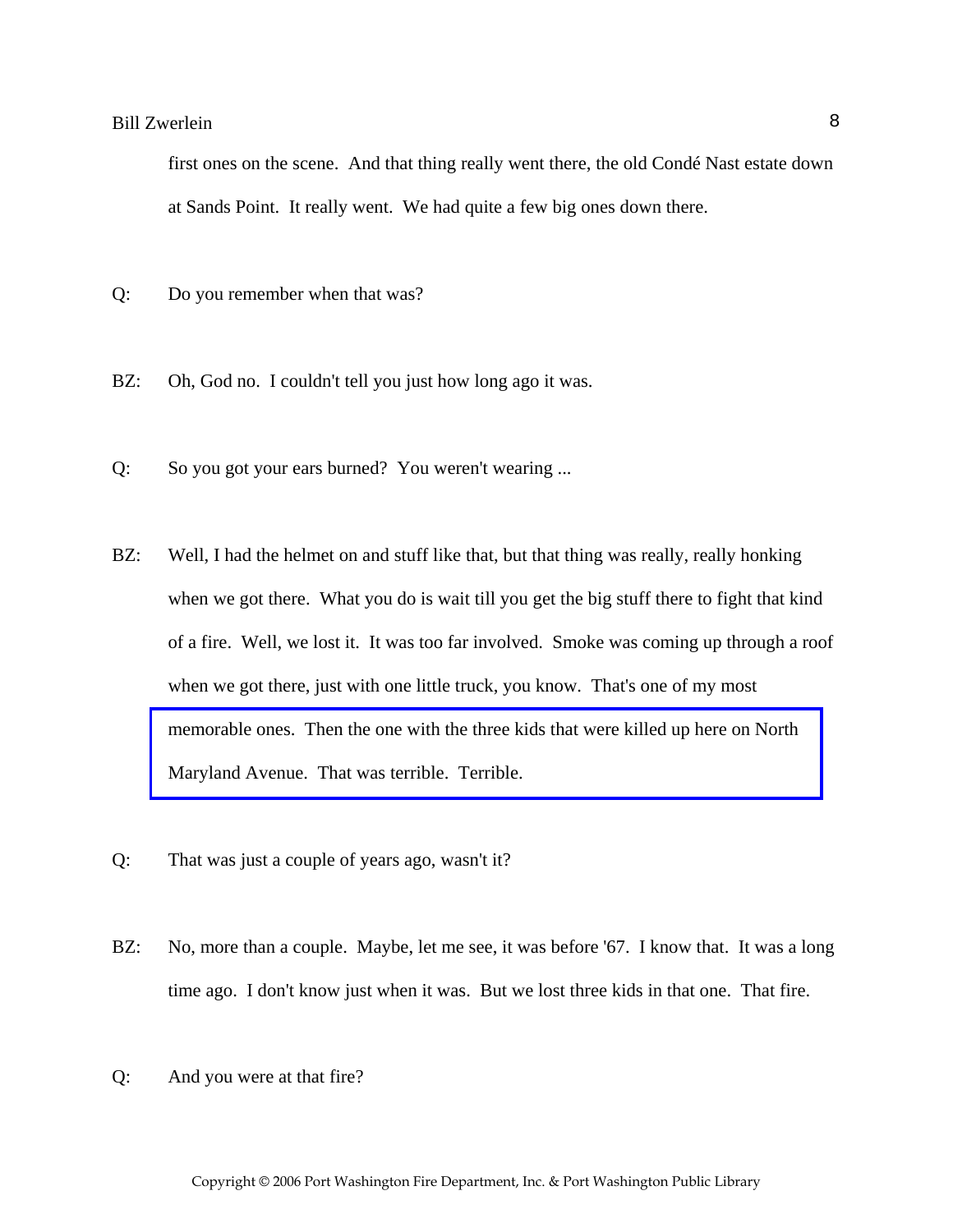first ones on the scene. And that thing really went there, the old Condé Nast estate down at Sands Point. It really went. We had quite a few big ones down there.

Q: Do you remember when that was?

BZ: Oh, God no. I couldn't tell you just how long ago it was.

Q: So you got your ears burned? You weren't wearing ...

BZ: Well, I had the helmet on and stuff like that, but that thing was really, really honking when we got there. What you do is wait till you get the big stuff there to fight that kind of a fire. Well, we lost it. It was too far involved. Smoke was coming up through a roof when we got there, just with one little truck, you know. That's one of my most memorable ones. Then the one with the three kids that were killed up here on North Maryland Avenue. That was terrible. Terrible.

Q: That was just a couple of years ago, wasn't it?

BZ: No, more than a couple. Maybe, let me see, it was before '67. I know that. It was a long time ago. I don't know just when it was. But we lost three kids in that one. That fire.

Q: And you were at that fire?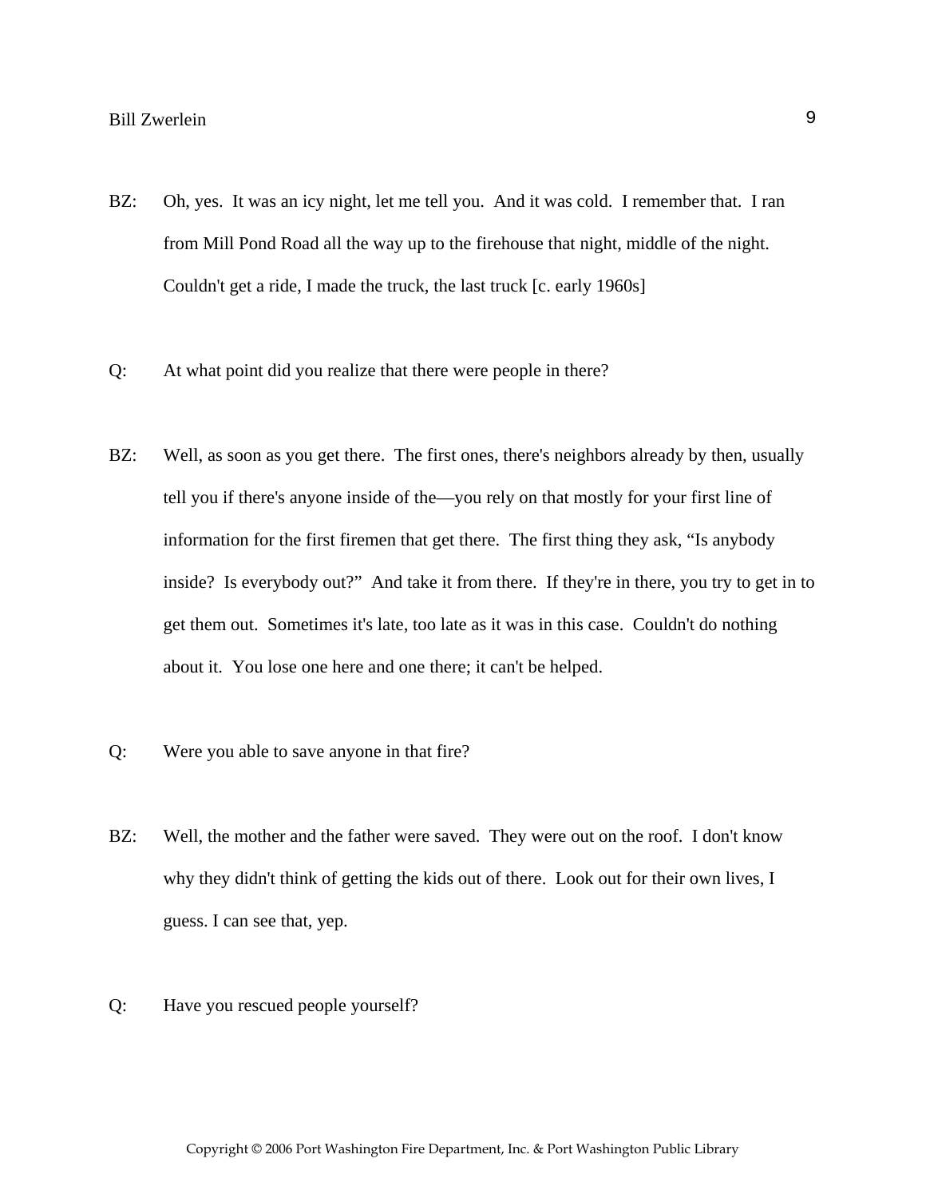BZ: Oh, yes. It was an icy night, let me tell you. And it was cold. I remember that. I ran from Mill Pond Road all the way up to the firehouse that night, middle of the night. Couldn't get a ride, I made the truck, the last truck [c. early 1960s]

Q: At what point did you realize that there were people in there?

BZ: Well, as soon as you get there. The first ones, there's neighbors already by then, usually tell you if there's anyone inside of the—you rely on that mostly for your first line of information for the first firemen that get there. The first thing they ask, "Is anybody inside? Is everybody out?" And take it from there. If they're in there, you try to get in to get them out. Sometimes it's late, too late as it was in this case. Couldn't do nothing about it. You lose one here and one there; it can't be helped.

Q: Were you able to save anyone in that fire?

BZ: Well, the mother and the father were saved. They were out on the roof. I don't know why they didn't think of getting the kids out of there. Look out for their own lives, I guess. I can see that, yep.

Q: Have you rescued people yourself?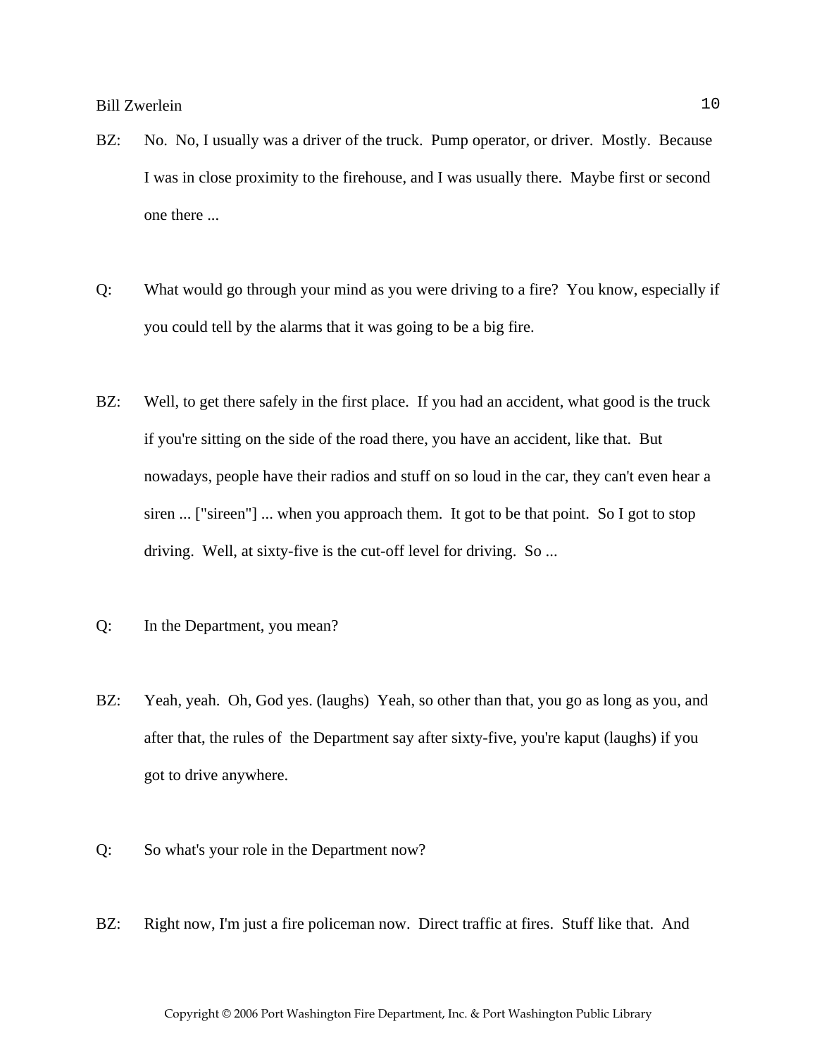BZ: No. No, I usually was a driver of the truck. Pump operator, or driver. Mostly. Because I was in close proximity to the firehouse, and I was usually there. Maybe first or second one there ...

Q: What would go through your mind as you were driving to a fire? You know, especially if you could tell by the alarms that it was going to be a big fire.

BZ: Well, to get there safely in the first place. If you had an accident, what good is the truck if you're sitting on the side of the road there, you have an accident, like that. But nowadays, people have their radios and stuff on so loud in the car, they can't even hear a siren ... ["sireen"] ... when you approach them. It got to be that point. So I got to stop driving. Well, at sixty-five is the cut-off level for driving. So ...

Q: In the Department, you mean?

BZ: Yeah, yeah. Oh, God yes. (laughs) Yeah, so other than that, you go as long as you, and after that, the rules of the Department say after sixty-five, you're kaput (laughs) if you got to drive anywhere.

Q: So what's your role in the Department now?

BZ: Right now, I'm just a fire policeman now. Direct traffic at fires. Stuff like that. And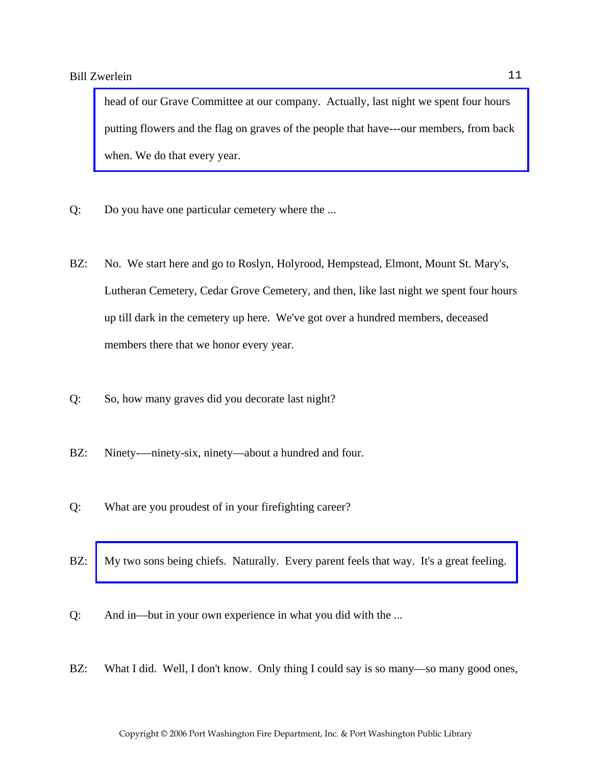head of our Grave Committee at our company. Actually, last night we spent four hours putting flowers and the flag on graves of the people that have---our members, from back when. We do that every year.

Q: Do you have one particular cemetery where the ...

BZ: No. We start here and go to Roslyn, Holyrood, Hempstead, Elmont, Mount St. Mary's, Lutheran Cemetery, Cedar Grove Cemetery, and then, like last night we spent four hours up till dark in the cemetery up here. We've got over a hundred members, deceased members there that we honor every year.

Q: So, how many graves did you decorate last night?

BZ: Ninety-—ninety-six, ninety—about a hundred and four.

Q: What are you proudest of in your firefighting career?

BZ: My two sons being chiefs. Naturally. Every parent feels that way. It's a great feeling.

Q: And in—but in your own experience in what you did with the ...

BZ: What I did. Well, I don't know. Only thing I could say is so many—so many good ones,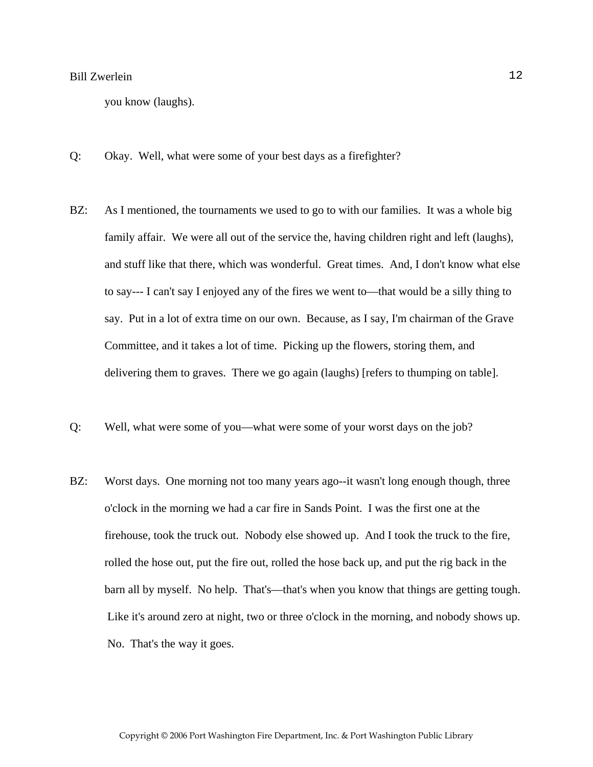you know (laughs).

Q: Okay. Well, what were some of your best days as a firefighter?

BZ: As I mentioned, the tournaments we used to go to with our families. It was a whole big family affair. We were all out of the service the, having children right and left (laughs), and stuff like that there, which was wonderful. Great times. And, I don't know what else to say--- I can't say I enjoyed any of the fires we went to—that would be a silly thing to say. Put in a lot of extra time on our own. Because, as I say, I'm chairman of the Grave Committee, and it takes a lot of time. Picking up the flowers, storing them, and delivering them to graves. There we go again (laughs) [refers to thumping on table].

Q: Well, what were some of you—what were some of your worst days on the job?

BZ: Worst days. One morning not too many years ago--it wasn't long enough though, three o'clock in the morning we had a car fire in Sands Point. I was the first one at the firehouse, took the truck out. Nobody else showed up. And I took the truck to the fire, rolled the hose out, put the fire out, rolled the hose back up, and put the rig back in the barn all by myself. No help. That's—that's when you know that things are getting tough. Like it's around zero at night, two or three o'clock in the morning, and nobody shows up. No. That's the way it goes.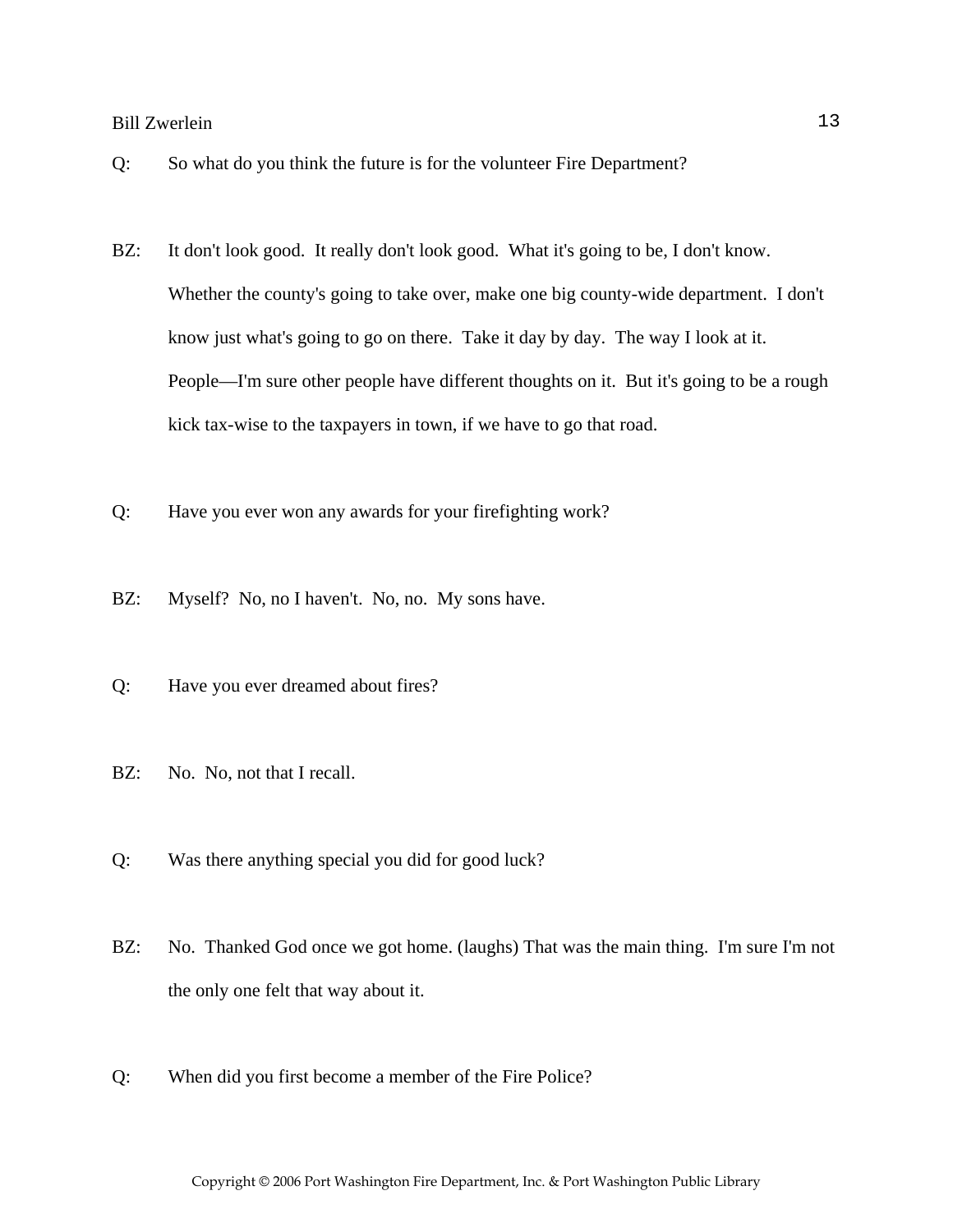Q: So what do you think the future is for the volunteer Fire Department?

BZ: It don't look good. It really don't look good. What it's going to be, I don't know. Whether the county's going to take over, make one big county-wide department. I don't know just what's going to go on there. Take it day by day. The way I look at it. People—I'm sure other people have different thoughts on it. But it's going to be a rough kick tax-wise to the taxpayers in town, if we have to go that road.

Q: Have you ever won any awards for your firefighting work?

BZ: Myself? No, no I haven't. No, no. My sons have.

Q: Have you ever dreamed about fires?

BZ: No. No, not that I recall.

Q: Was there anything special you did for good luck?

BZ: No. Thanked God once we got home. (laughs) That was the main thing. I'm sure I'm not the only one felt that way about it.

Q: When did you first become a member of the Fire Police?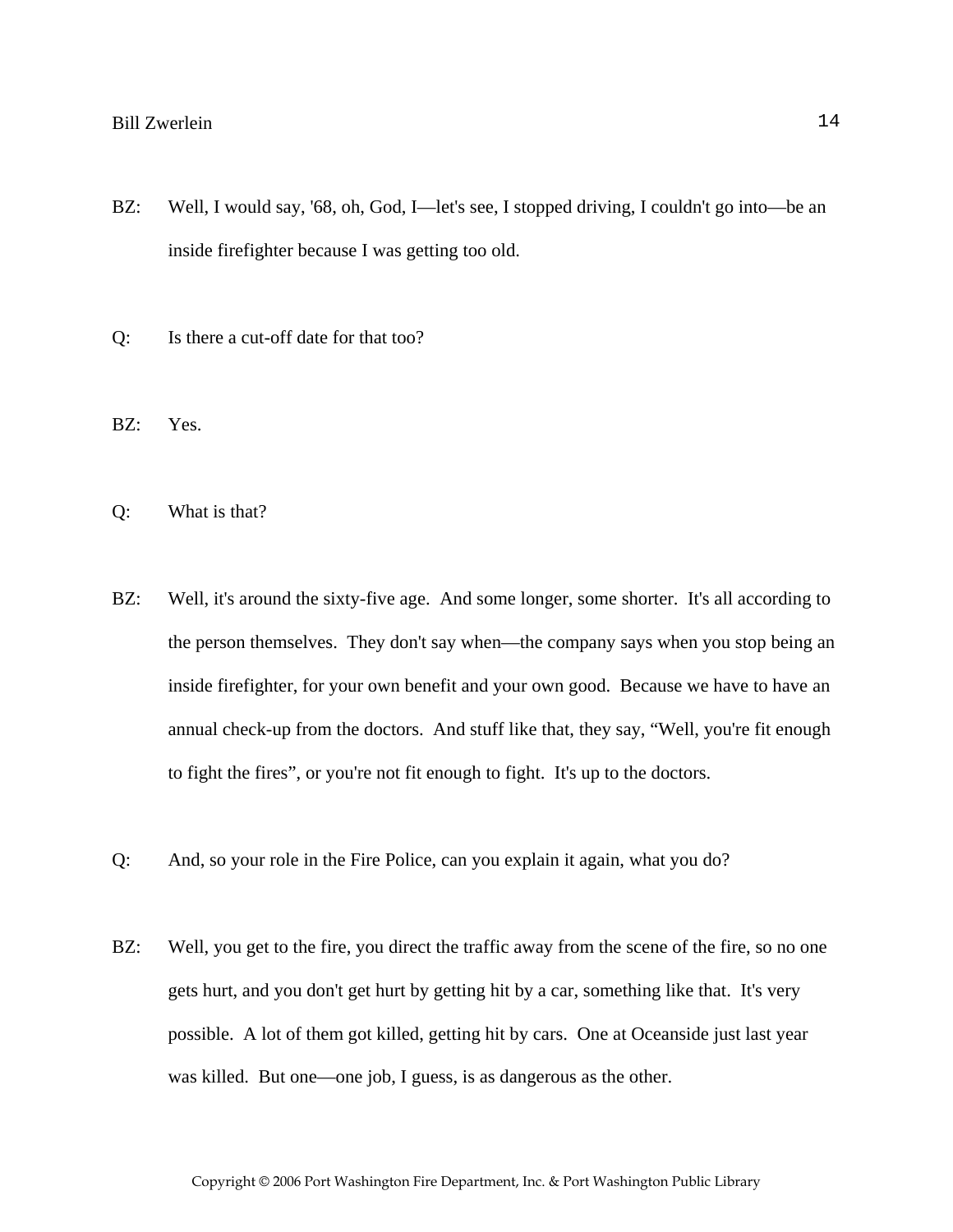BZ: Well, I would say, '68, oh, God, I—let's see, I stopped driving, I couldn't go into—be an inside firefighter because I was getting too old.

Q: Is there a cut-off date for that too?

BZ: Yes.

Q: What is that?

BZ: Well, it's around the sixty-five age. And some longer, some shorter. It's all according to the person themselves. They don't say when—the company says when you stop being an inside firefighter, for your own benefit and your own good. Because we have to have an annual check-up from the doctors. And stuff like that, they say, "Well, you're fit enough to fight the fires", or you're not fit enough to fight. It's up to the doctors.

Q: And, so your role in the Fire Police, can you explain it again, what you do?

BZ: Well, you get to the fire, you direct the traffic away from the scene of the fire, so no one gets hurt, and you don't get hurt by getting hit by a car, something like that. It's very possible. A lot of them got killed, getting hit by cars. One at Oceanside just last year was killed. But one—one job, I guess, is as dangerous as the other.

Copyright © 2006 Port Washington Fire Department, Inc. & Port Washington Public Library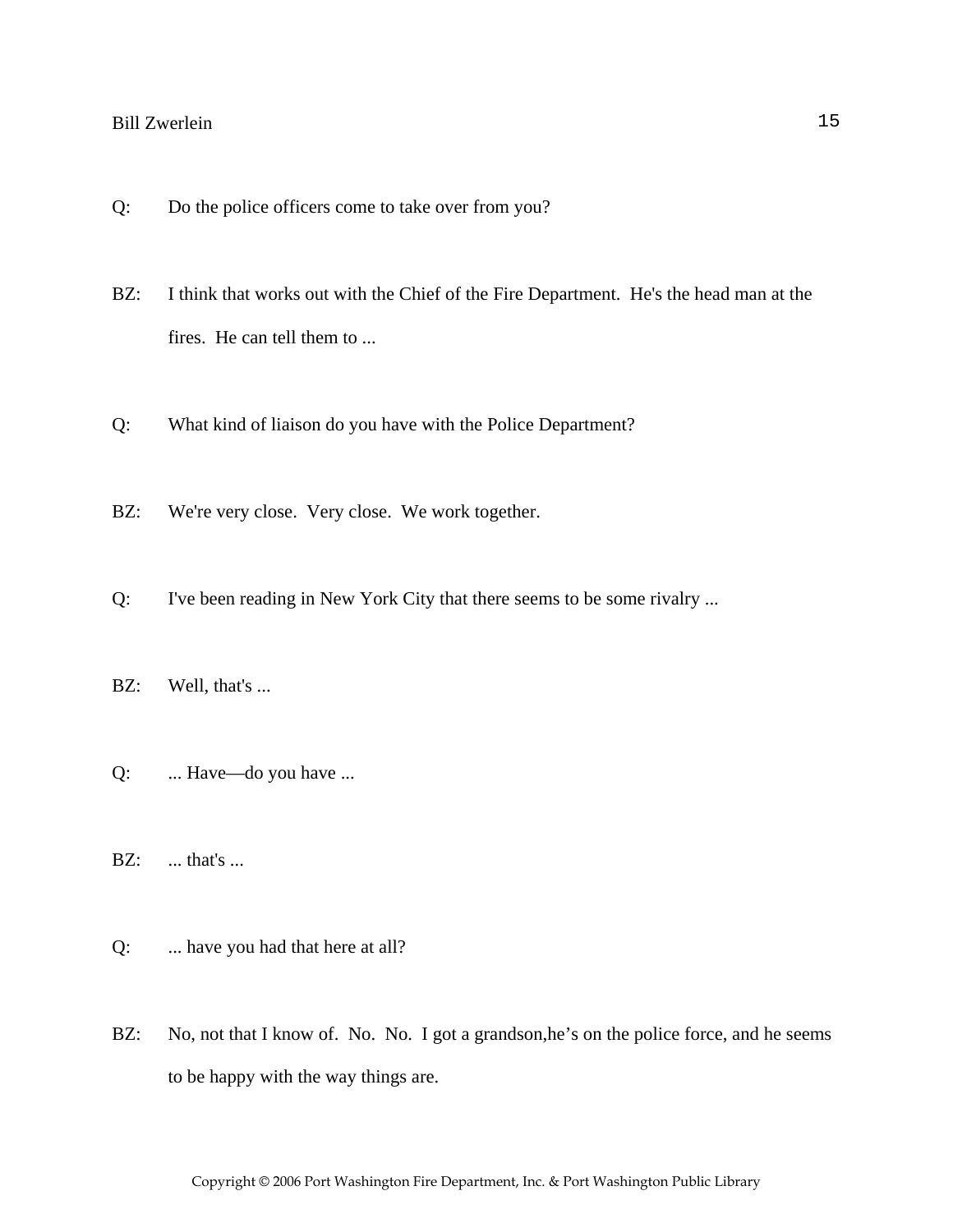Q: Do the police officers come to take over from you?

BZ: I think that works out with the Chief of the Fire Department. He's the head man at the fires. He can tell them to ...

Q: What kind of liaison do you have with the Police Department?

BZ: We're very close. Very close. We work together.

Q: I've been reading in New York City that there seems to be some rivalry ...

BZ: Well, that's ...

Q: ... Have—do you have ...

BZ: ... that's ...

Q: ... have you had that here at all?

BZ: No, not that I know of. No. No. I got a grandson,he’s on the police force, and he seems to be happy with the way things are.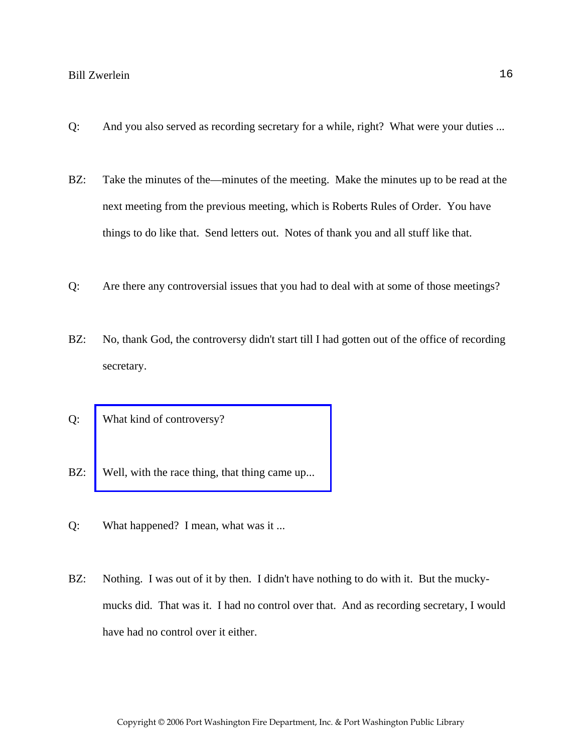Q: And you also served as recording secretary for a while, right? What were your duties ...

BZ: Take the minutes of the—minutes of the meeting. Make the minutes up to be read at the next meeting from the previous meeting, which is Roberts Rules of Order. You have things to do like that. Send letters out. Notes of thank you and all stuff like that.

Q: Are there any controversial issues that you had to deal with at some of those meetings?

BZ: No, thank God, the controversy didn't start till I had gotten out of the office of recording secretary.

Q: What kind of controversy?

BZ: Well, with the race thing, that thing came up...

Q: What happened? I mean, what was it ...

BZ: Nothing. I was out of it by then. I didn't have nothing to do with it. But the mucky-mucks did. That was it. I had no control over that. And as recording secretary, I would have had no control over it either.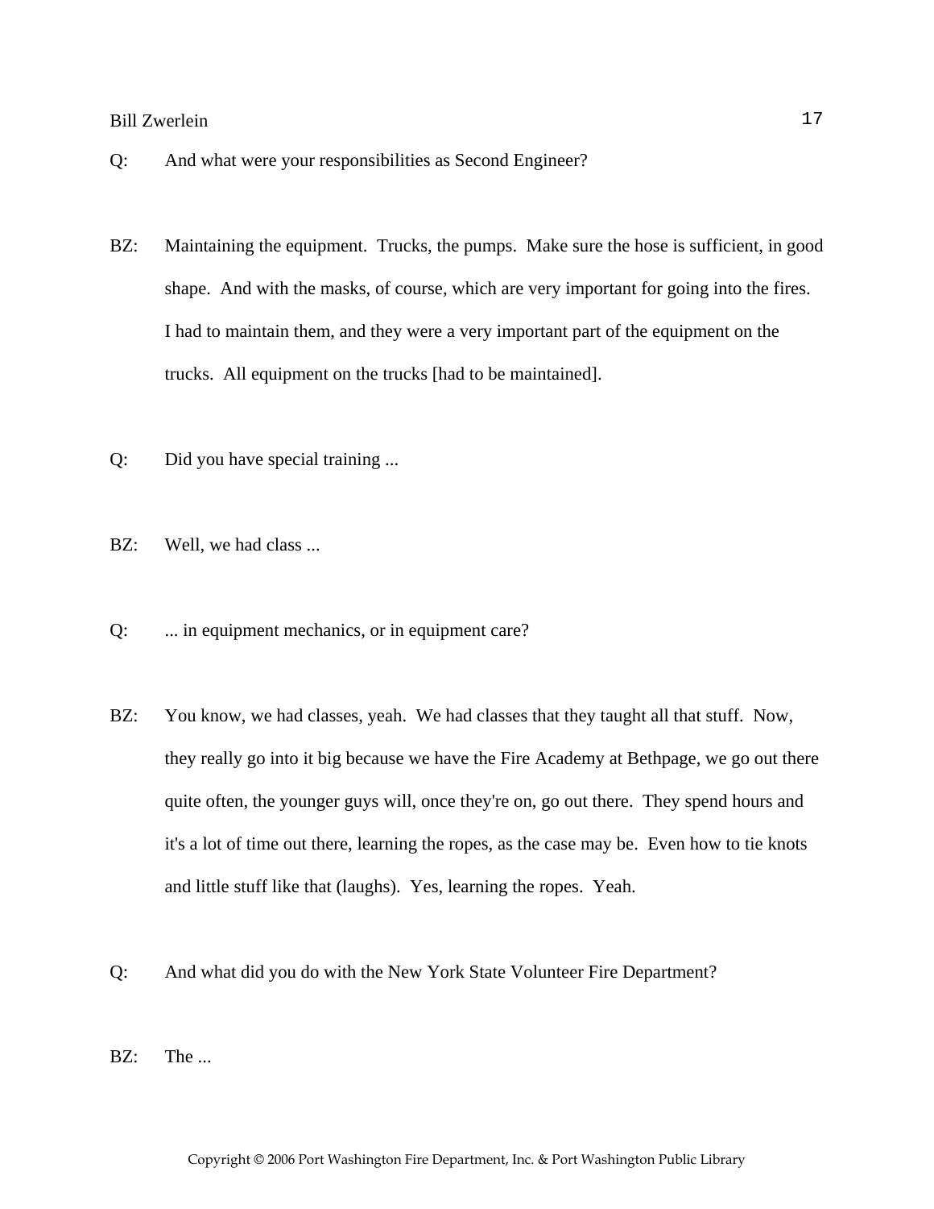Q: And what were your responsibilities as Second Engineer?

BZ: Maintaining the equipment. Trucks, the pumps. Make sure the hose is sufficient, in good shape. And with the masks, of course, which are very important for going into the fires. I had to maintain them, and they were a very important part of the equipment on the trucks. All equipment on the trucks [had to be maintained].

Q: Did you have special training ...

BZ: Well, we had class ...

Q: ... in equipment mechanics, or in equipment care?

BZ: You know, we had classes, yeah. We had classes that they taught all that stuff. Now, they really go into it big because we have the Fire Academy at Bethpage, we go out there quite often, the younger guys will, once they're on, go out there. They spend hours and it's a lot of time out there, learning the ropes, as the case may be. Even how to tie knots and little stuff like that (laughs). Yes, learning the ropes. Yeah.

Q: And what did you do with the New York State Volunteer Fire Department?

BZ: The ...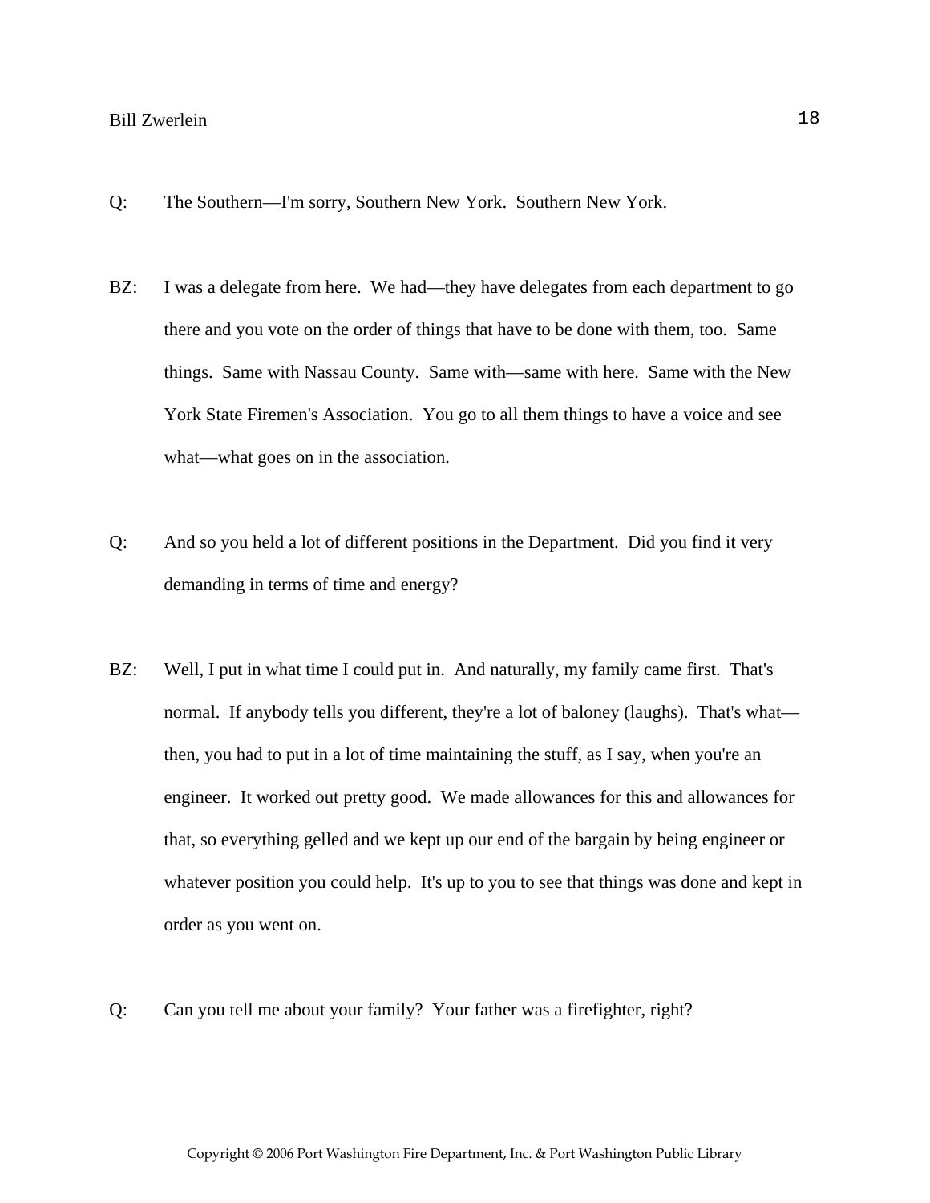Q: The Southern—I'm sorry, Southern New York. Southern New York.

BZ: I was a delegate from here. We had—they have delegates from each department to go there and you vote on the order of things that have to be done with them, too. Same things. Same with Nassau County. Same with—same with here. Same with the New York State Firemen's Association. You go to all them things to have a voice and see what—what goes on in the association.

Q: And so you held a lot of different positions in the Department. Did you find it very demanding in terms of time and energy?

BZ: Well, I put in what time I could put in. And naturally, my family came first. That's normal. If anybody tells you different, they're a lot of baloney (laughs). That's what—then, you had to put in a lot of time maintaining the stuff, as I say, when you're an engineer. It worked out pretty good. We made allowances for this and allowances for that, so everything gelled and we kept up our end of the bargain by being engineer or whatever position you could help. It's up to you to see that things was done and kept in order as you went on.

Q: Can you tell me about your family? Your father was a firefighter, right?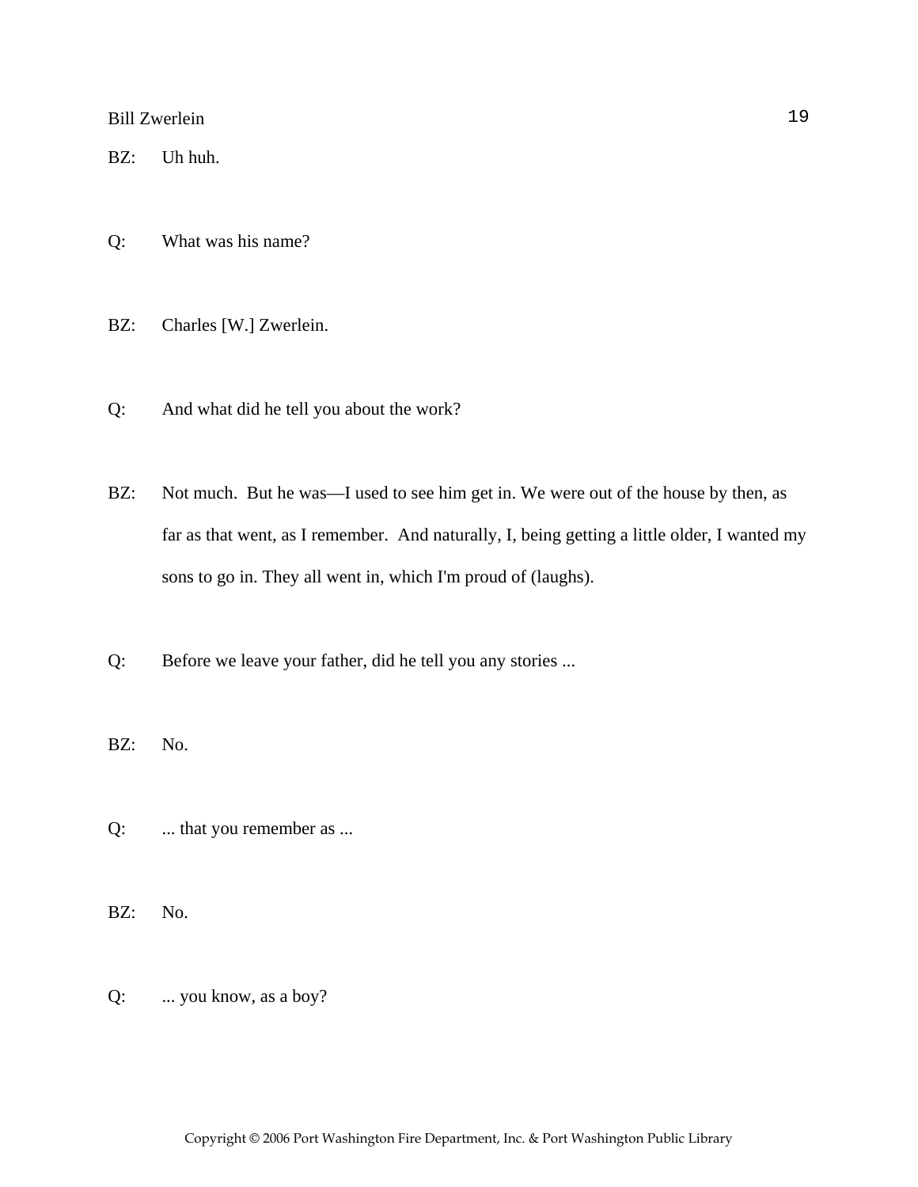BZ: Uh huh.

Q: What was his name?

BZ: Charles [W.] Zwerlein.

Q: And what did he tell you about the work?

BZ: Not much. But he was—I used to see him get in. We were out of the house by then, as far as that went, as I remember. And naturally, I, being getting a little older, I wanted my sons to go in. They all went in, which I'm proud of (laughs).

Q: Before we leave your father, did he tell you any stories ...

BZ: No.

Q: ... that you remember as ...

BZ: No.

Q: ... you know, as a boy?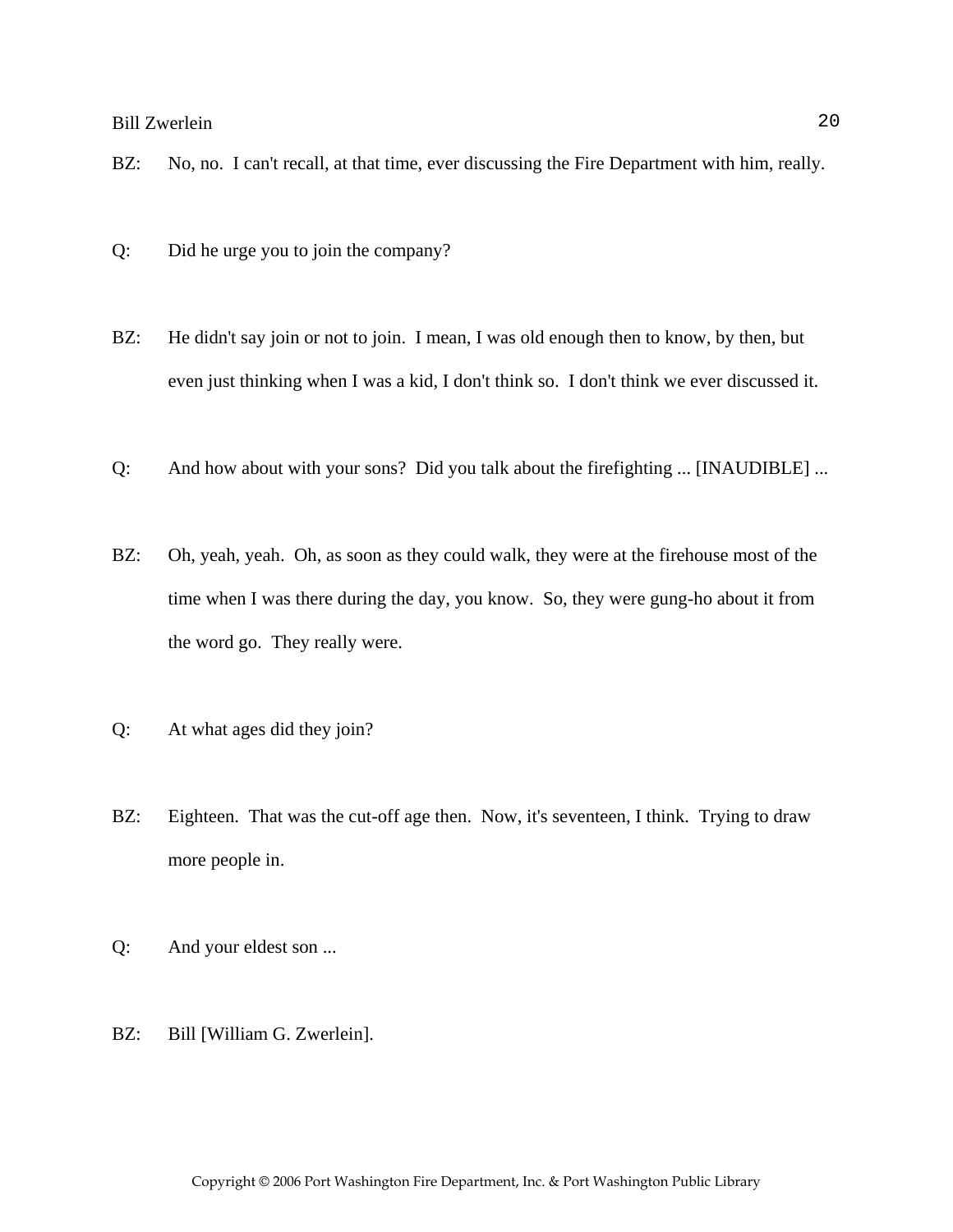BZ: No, no. I can't recall, at that time, ever discussing the Fire Department with him, really.

Q: Did he urge you to join the company?

BZ: He didn't say join or not to join. I mean, I was old enough then to know, by then, but even just thinking when I was a kid, I don't think so. I don't think we ever discussed it.

Q: And how about with your sons? Did you talk about the firefighting ... [INAUDIBLE] ...

BZ: Oh, yeah, yeah. Oh, as soon as they could walk, they were at the firehouse most of the time when I was there during the day, you know. So, they were gung-ho about it from the word go. They really were.

Q: At what ages did they join?

BZ: Eighteen. That was the cut-off age then. Now, it's seventeen, I think. Trying to draw more people in.

Q: And your eldest son ...

BZ: Bill [William G. Zwerlein].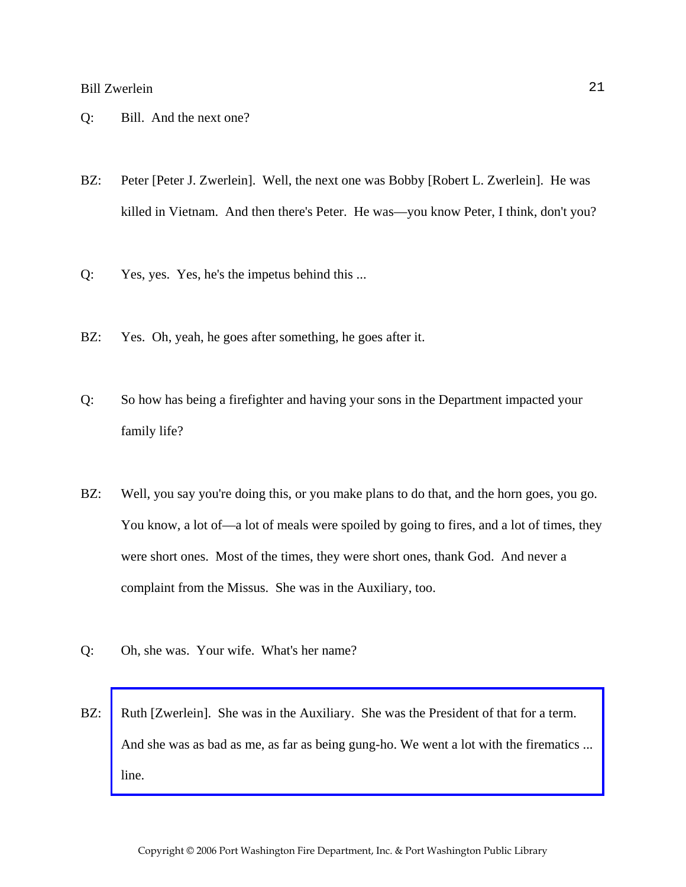Q: Bill. And the next one?

BZ: Peter [Peter J. Zwerlein]. Well, the next one was Bobby [Robert L. Zwerlein]. He was killed in Vietnam. And then there's Peter. He was—you know Peter, I think, don't you?

Q: Yes, yes. Yes, he's the impetus behind this ...

BZ: Yes. Oh, yeah, he goes after something, he goes after it.

Q: So how has being a firefighter and having your sons in the Department impacted your family life?

BZ: Well, you say you're doing this, or you make plans to do that, and the horn goes, you go. You know, a lot of—a lot of meals were spoiled by going to fires, and a lot of times, they were short ones. Most of the times, they were short ones, thank God. And never a complaint from the Missus. She was in the Auxiliary, too.

Q: Oh, she was. Your wife. What's her name?

BZ: Ruth [Zwerlein]. She was in the Auxiliary. She was the President of that for a term. And she was as bad as me, as far as being gung-ho. We went a lot with the firematics ... line.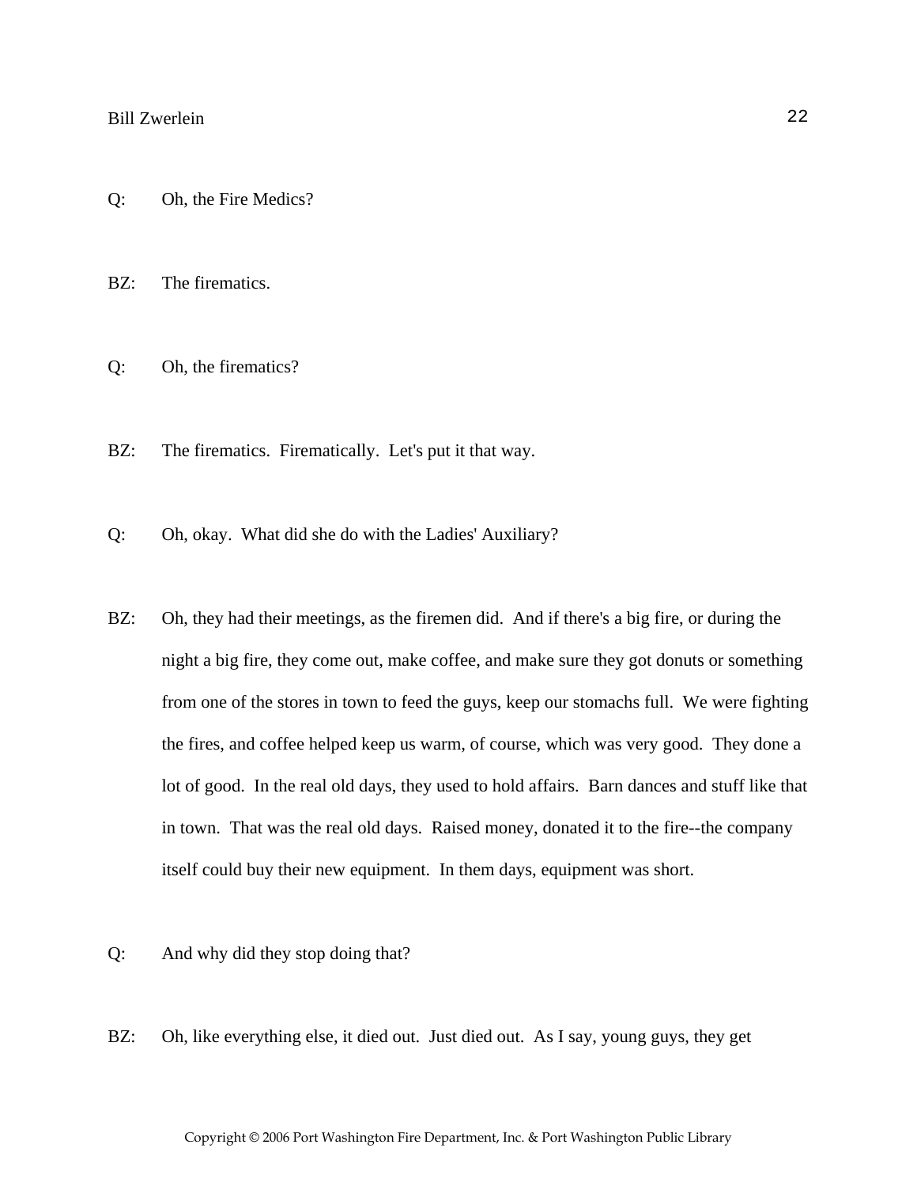Q: Oh, the Fire Medics?

BZ: The firematics.

Q: Oh, the firematics?

BZ: The firematics. Firematically. Let's put it that way.

Q: Oh, okay. What did she do with the Ladies' Auxiliary?

BZ: Oh, they had their meetings, as the firemen did. And if there's a big fire, or during the night a big fire, they come out, make coffee, and make sure they got donuts or something from one of the stores in town to feed the guys, keep our stomachs full. We were fighting the fires, and coffee helped keep us warm, of course, which was very good. They done a lot of good. In the real old days, they used to hold affairs. Barn dances and stuff like that in town. That was the real old days. Raised money, donated it to the fire--the company itself could buy their new equipment. In them days, equipment was short.

Q: And why did they stop doing that?

BZ: Oh, like everything else, it died out. Just died out. As I say, young guys, they get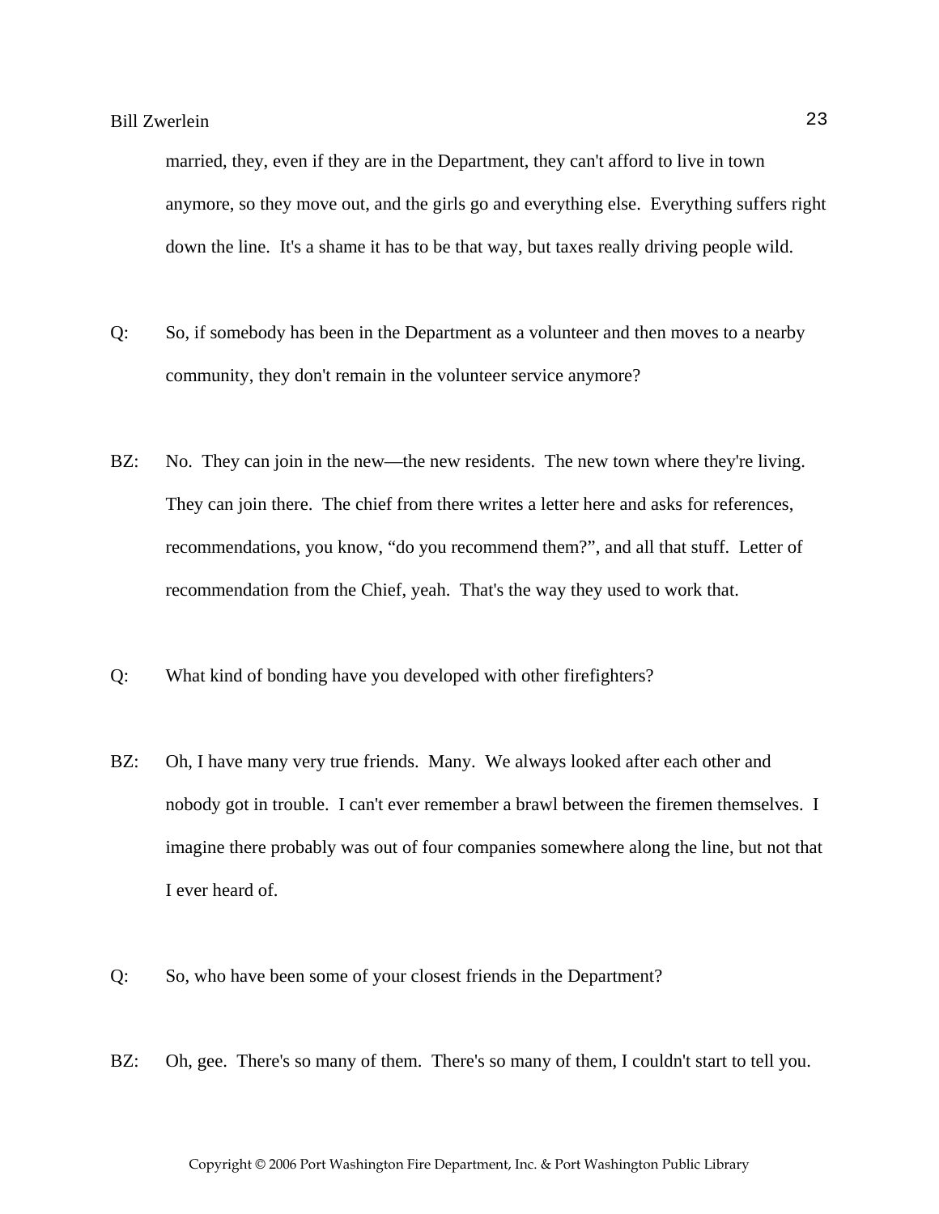married, they, even if they are in the Department, they can't afford to live in town anymore, so they move out, and the girls go and everything else. Everything suffers right down the line. It's a shame it has to be that way, but taxes really driving people wild.

Q: So, if somebody has been in the Department as a volunteer and then moves to a nearby community, they don't remain in the volunteer service anymore?

BZ: No. They can join in the new—the new residents. The new town where they're living. They can join there. The chief from there writes a letter here and asks for references, recommendations, you know, "do you recommend them?", and all that stuff. Letter of recommendation from the Chief, yeah. That's the way they used to work that.

Q: What kind of bonding have you developed with other firefighters?

BZ: Oh, I have many very true friends. Many. We always looked after each other and nobody got in trouble. I can't ever remember a brawl between the firemen themselves. I imagine there probably was out of four companies somewhere along the line, but not that I ever heard of.

Q: So, who have been some of your closest friends in the Department?

BZ: Oh, gee. There's so many of them. There's so many of them, I couldn't start to tell you.

Copyright © 2006 Port Washington Fire Department, Inc. & Port Washington Public Library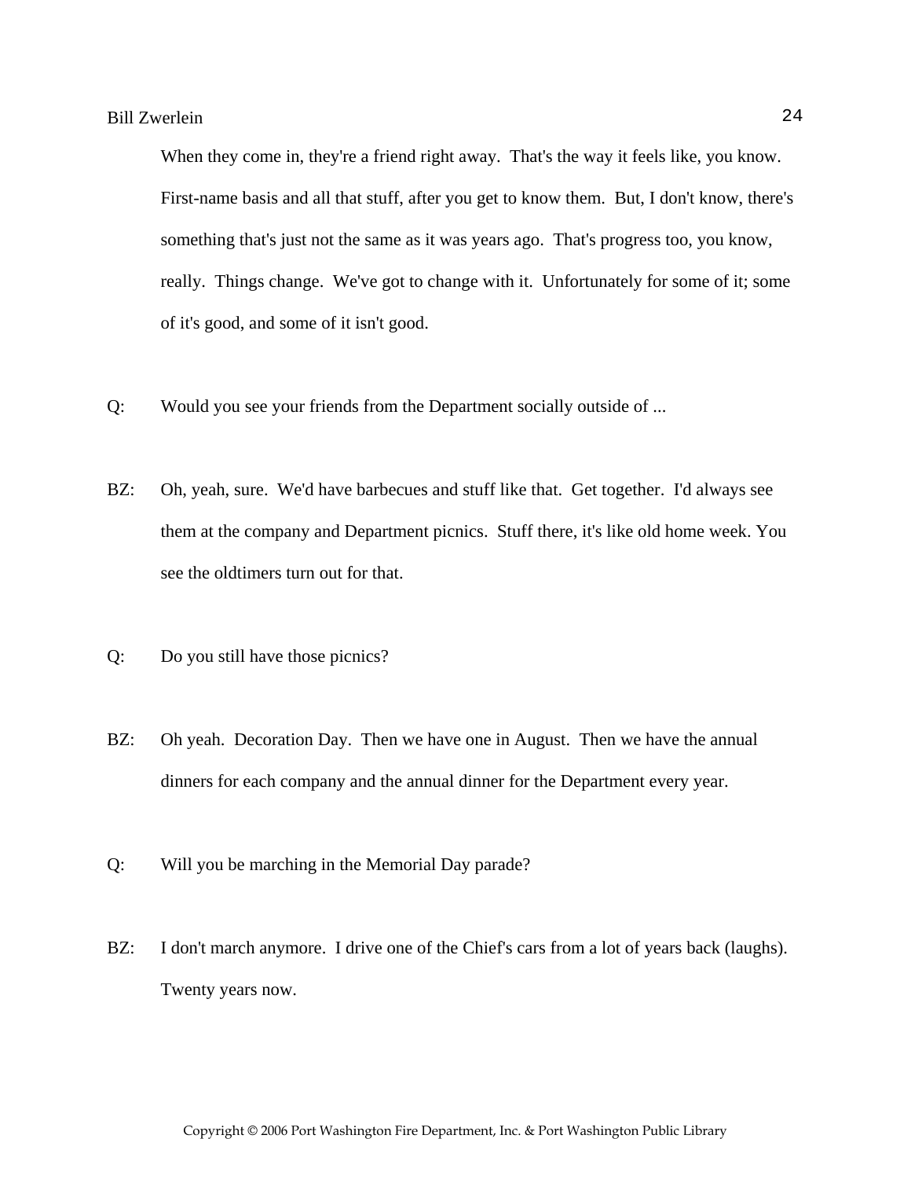When they come in, they're a friend right away. That's the way it feels like, you know. First-name basis and all that stuff, after you get to know them. But, I don't know, there's something that's just not the same as it was years ago. That's progress too, you know, really. Things change. We've got to change with it. Unfortunately for some of it; some of it's good, and some of it isn't good.

Q: Would you see your friends from the Department socially outside of ...

BZ: Oh, yeah, sure. We'd have barbecues and stuff like that. Get together. I'd always see them at the company and Department picnics. Stuff there, it's like old home week. You see the oldtimers turn out for that.

Q: Do you still have those picnics?

BZ: Oh yeah. Decoration Day. Then we have one in August. Then we have the annual dinners for each company and the annual dinner for the Department every year.

Q: Will you be marching in the Memorial Day parade?

BZ: I don't march anymore. I drive one of the Chief's cars from a lot of years back (laughs). Twenty years now.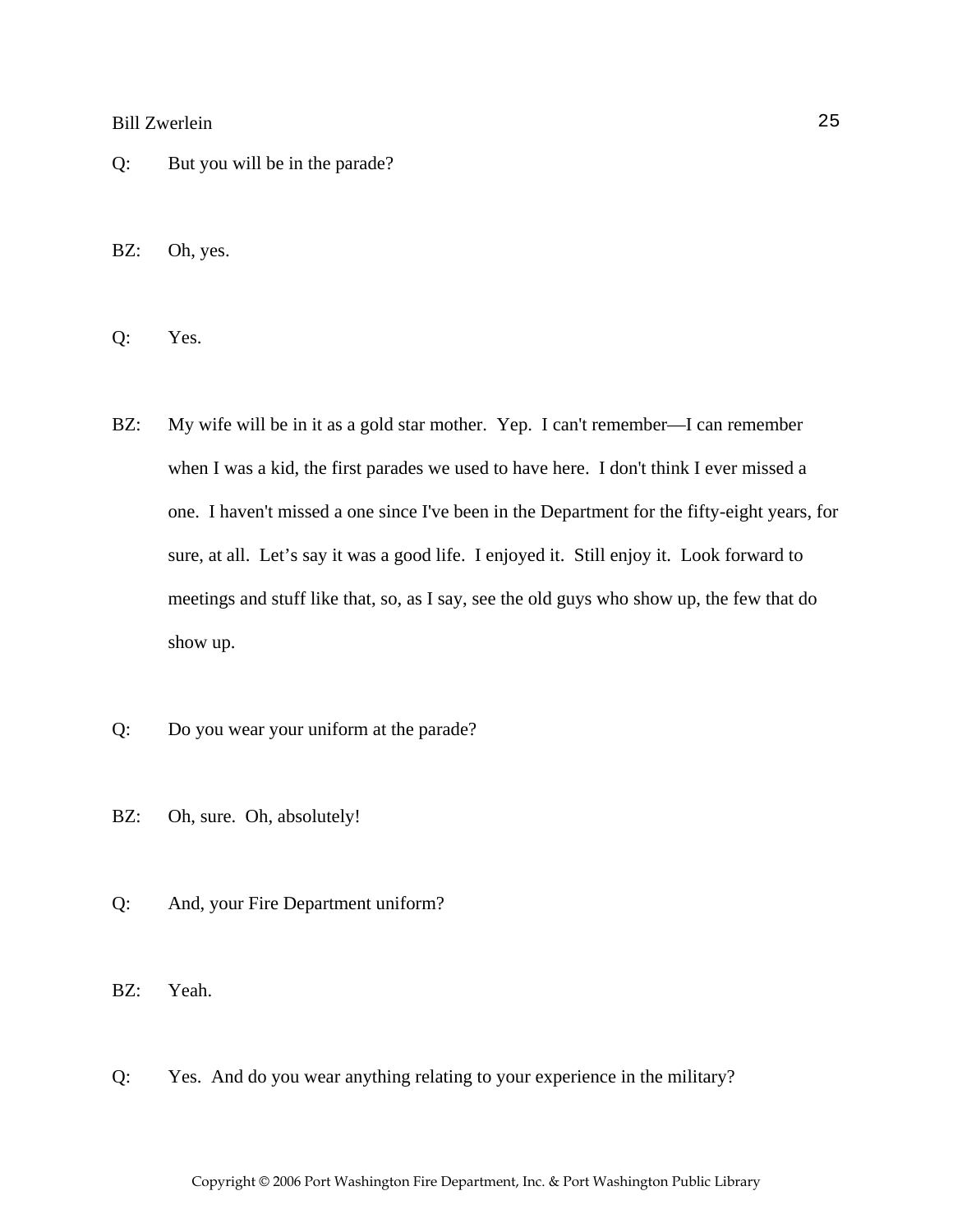Q: But you will be in the parade?

BZ: Oh, yes.

Q: Yes.

BZ: My wife will be in it as a gold star mother. Yep. I can't remember—I can remember when I was a kid, the first parades we used to have here. I don't think I ever missed a one. I haven't missed a one since I've been in the Department for the fifty-eight years, for sure, at all. Let’s say it was a good life. I enjoyed it. Still enjoy it. Look forward to meetings and stuff like that, so, as I say, see the old guys who show up, the few that do show up.

Q: Do you wear your uniform at the parade?

BZ: Oh, sure. Oh, absolutely!

Q: And, your Fire Department uniform?

BZ: Yeah.

Q: Yes. And do you wear anything relating to your experience in the military?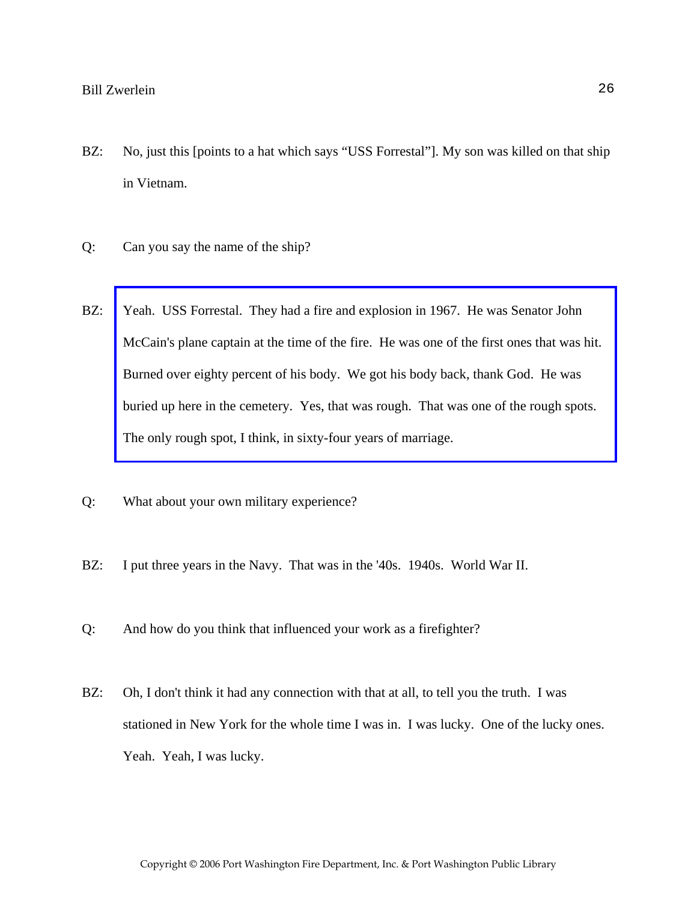BZ: No, just this [points to a hat which says "USS Forrestal"]. My son was killed on that ship in Vietnam.

Q: Can you say the name of the ship?

BZ: Yeah. USS Forrestal. They had a fire and explosion in 1967. He was Senator John McCain's plane captain at the time of the fire. He was one of the first ones that was hit. Burned over eighty percent of his body. We got his body back, thank God. He was buried up here in the cemetery. Yes, that was rough. That was one of the rough spots. The only rough spot, I think, in sixty-four years of marriage.

Q: What about your own military experience?

BZ: I put three years in the Navy. That was in the '40s. 1940s. World War II.

Q: And how do you think that influenced your work as a firefighter?

BZ: Oh, I don't think it had any connection with that at all, to tell you the truth. I was stationed in New York for the whole time I was in. I was lucky. One of the lucky ones. Yeah. Yeah, I was lucky.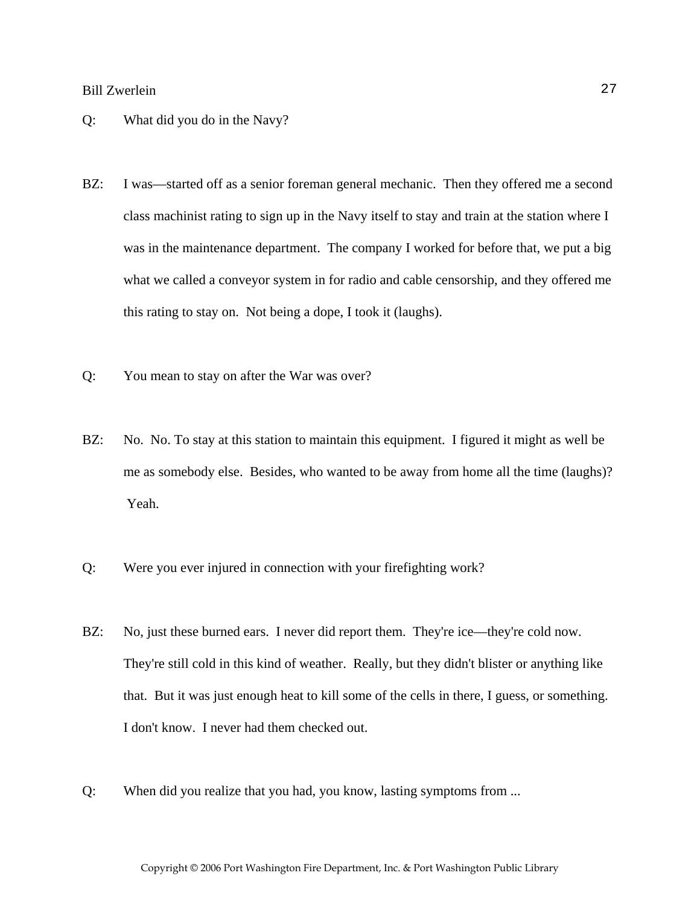Q: What did you do in the Navy?

BZ: I was—started off as a senior foreman general mechanic. Then they offered me a second class machinist rating to sign up in the Navy itself to stay and train at the station where I was in the maintenance department. The company I worked for before that, we put a big what we called a conveyor system in for radio and cable censorship, and they offered me this rating to stay on. Not being a dope, I took it (laughs).

Q: You mean to stay on after the War was over?

BZ: No. No. To stay at this station to maintain this equipment. I figured it might as well be me as somebody else. Besides, who wanted to be away from home all the time (laughs)? Yeah.

Q: Were you ever injured in connection with your firefighting work?

BZ: No, just these burned ears. I never did report them. They're ice—they're cold now. They're still cold in this kind of weather. Really, but they didn't blister or anything like that. But it was just enough heat to kill some of the cells in there, I guess, or something. I don't know. I never had them checked out.

Q: When did you realize that you had, you know, lasting symptoms from ...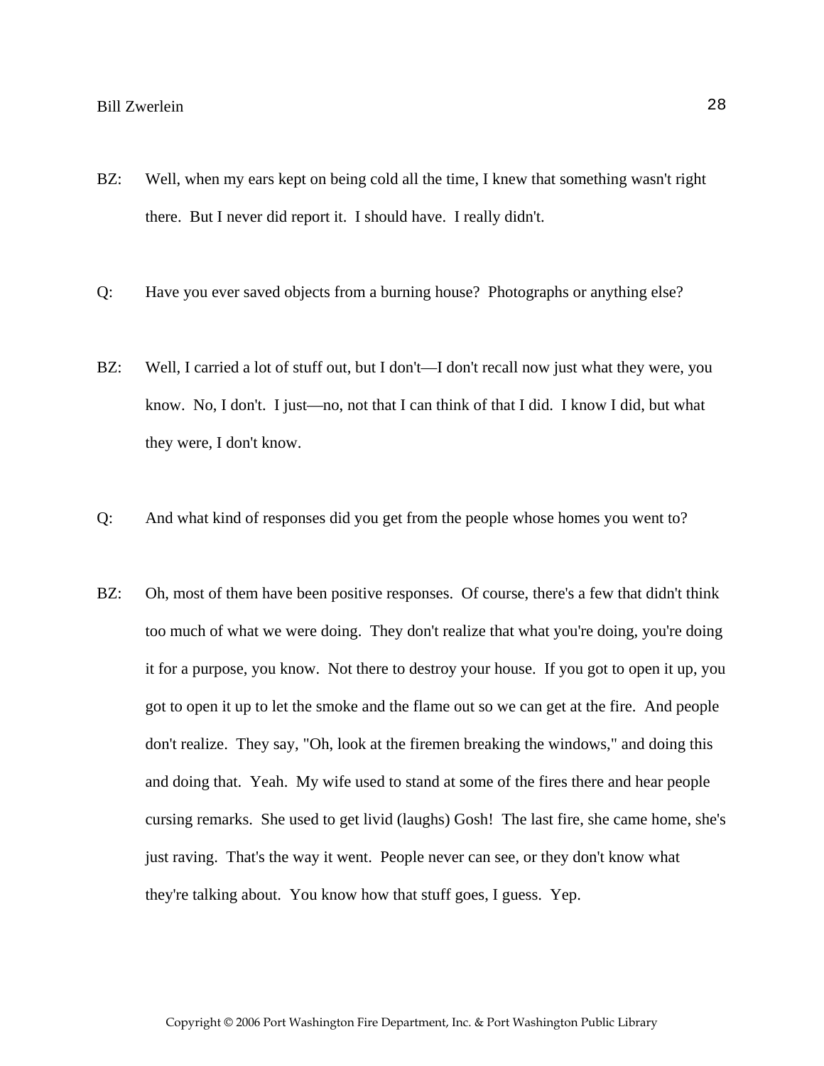BZ: Well, when my ears kept on being cold all the time, I knew that something wasn't right there. But I never did report it. I should have. I really didn't.

Q: Have you ever saved objects from a burning house? Photographs or anything else?

BZ: Well, I carried a lot of stuff out, but I don't—I don't recall now just what they were, you know. No, I don't. I just—no, not that I can think of that I did. I know I did, but what they were, I don't know.

Q: And what kind of responses did you get from the people whose homes you went to?

BZ: Oh, most of them have been positive responses. Of course, there's a few that didn't think too much of what we were doing. They don't realize that what you're doing, you're doing it for a purpose, you know. Not there to destroy your house. If you got to open it up, you got to open it up to let the smoke and the flame out so we can get at the fire. And people don't realize. They say, "Oh, look at the firemen breaking the windows," and doing this and doing that. Yeah. My wife used to stand at some of the fires there and hear people cursing remarks. She used to get livid (laughs) Gosh! The last fire, she came home, she's just raving. That's the way it went. People never can see, or they don't know what they're talking about. You know how that stuff goes, I guess. Yep.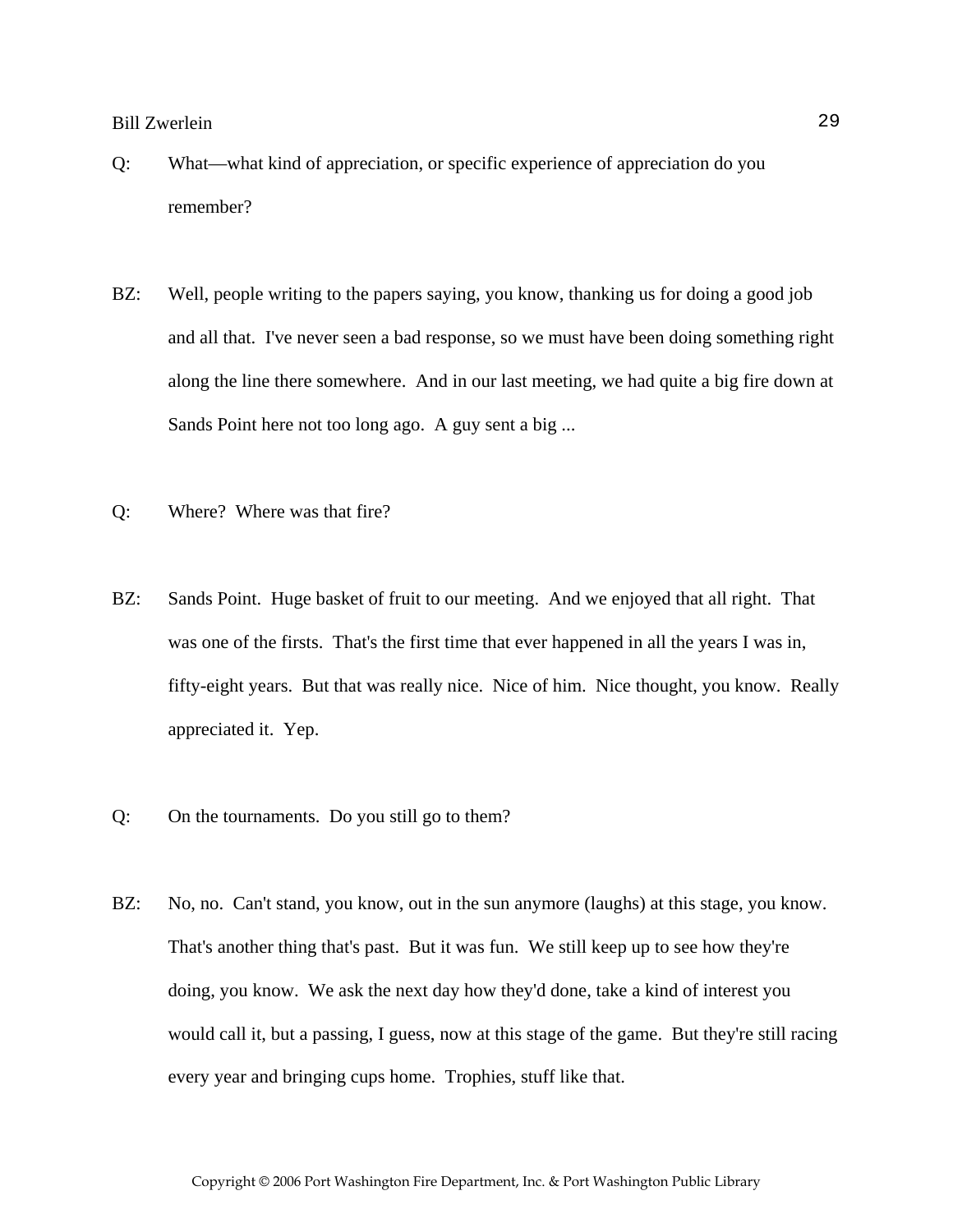Q: What—what kind of appreciation, or specific experience of appreciation do you remember?

BZ: Well, people writing to the papers saying, you know, thanking us for doing a good job and all that. I've never seen a bad response, so we must have been doing something right along the line there somewhere. And in our last meeting, we had quite a big fire down at Sands Point here not too long ago. A guy sent a big ...

Q: Where? Where was that fire?

BZ: Sands Point. Huge basket of fruit to our meeting. And we enjoyed that all right. That was one of the firsts. That's the first time that ever happened in all the years I was in, fifty-eight years. But that was really nice. Nice of him. Nice thought, you know. Really appreciated it. Yep.

Q: On the tournaments. Do you still go to them?

BZ: No, no. Can't stand, you know, out in the sun anymore (laughs) at this stage, you know. That's another thing that's past. But it was fun. We still keep up to see how they're doing, you know. We ask the next day how they'd done, take a kind of interest you would call it, but a passing, I guess, now at this stage of the game. But they're still racing every year and bringing cups home. Trophies, stuff like that.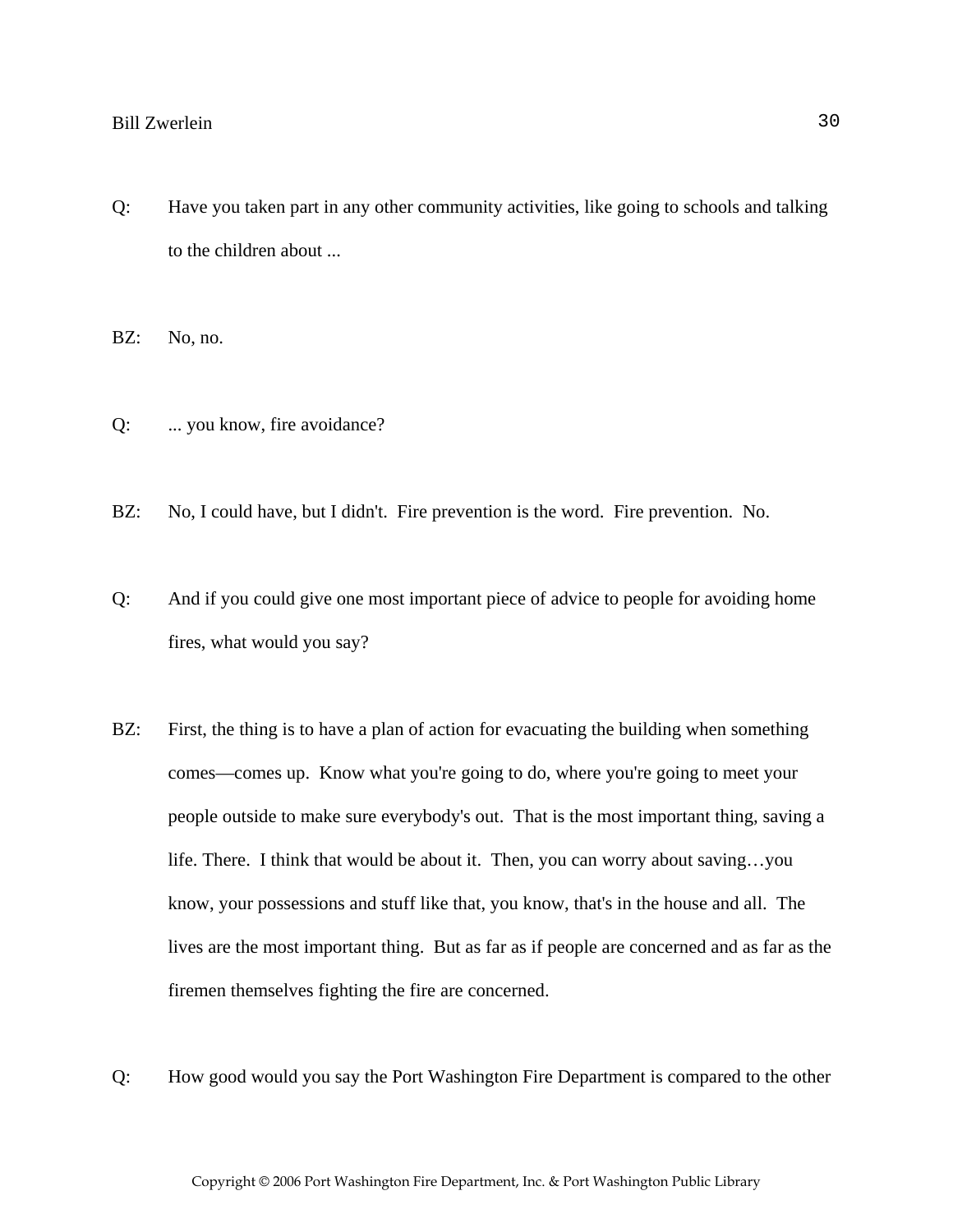Q: Have you taken part in any other community activities, like going to schools and talking to the children about ...

BZ: No, no.

Q: ... you know, fire avoidance?

BZ: No, I could have, but I didn't. Fire prevention is the word. Fire prevention. No.

Q: And if you could give one most important piece of advice to people for avoiding home fires, what would you say?

BZ: First, the thing is to have a plan of action for evacuating the building when something comes—comes up. Know what you're going to do, where you're going to meet your people outside to make sure everybody's out. That is the most important thing, saving a life. There. I think that would be about it. Then, you can worry about saving…you know, your possessions and stuff like that, you know, that's in the house and all. The lives are the most important thing. But as far as if people are concerned and as far as the firemen themselves fighting the fire are concerned.

Q: How good would you say the Port Washington Fire Department is compared to the other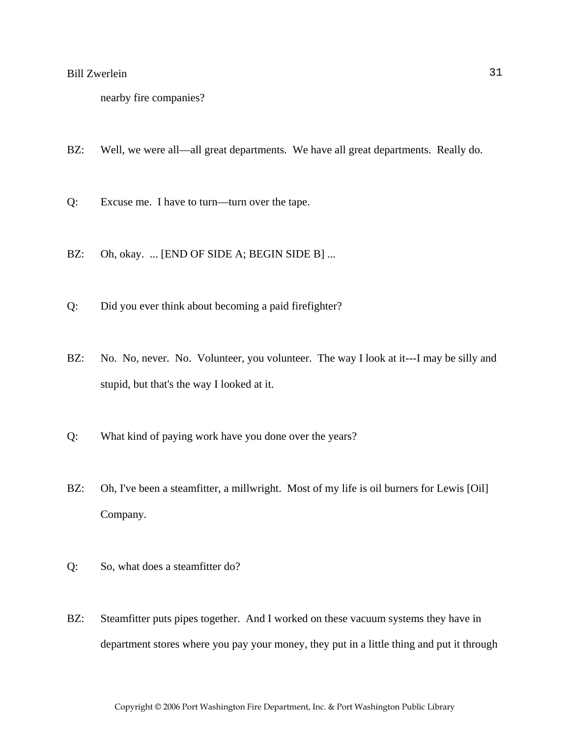nearby fire companies?

BZ: Well, we were all—all great departments. We have all great departments. Really do.

Q: Excuse me. I have to turn—turn over the tape.

BZ: Oh, okay. ... [END OF SIDE A; BEGIN SIDE B] ...

Q: Did you ever think about becoming a paid firefighter?

BZ: No. No, never. No. Volunteer, you volunteer. The way I look at it---I may be silly and stupid, but that's the way I looked at it.

Q: What kind of paying work have you done over the years?

BZ: Oh, I've been a steamfitter, a millwright. Most of my life is oil burners for Lewis [Oil] Company.

Q: So, what does a steamfitter do?

BZ: Steamfitter puts pipes together. And I worked on these vacuum systems they have in department stores where you pay your money, they put in a little thing and put it through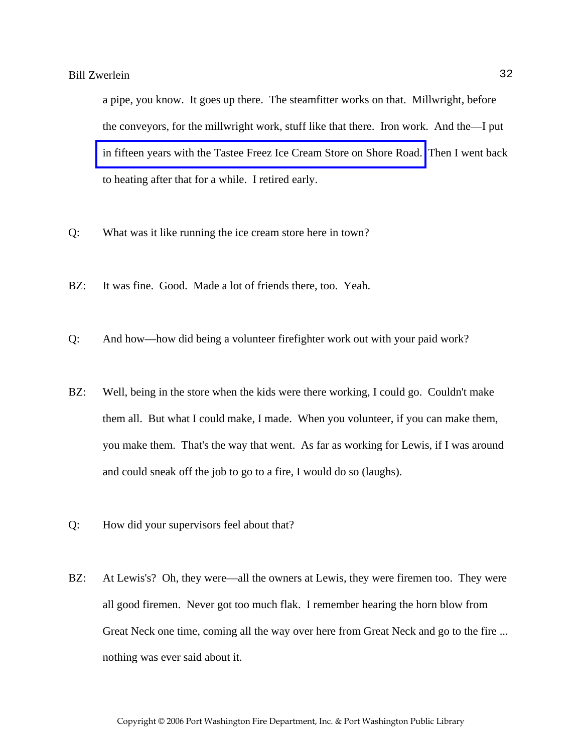a pipe, you know. It goes up there. The steamfitter works on that. Millwright, before the conveyors, for the millwright work, stuff like that there. Iron work. And the—I put in fifteen years with the Tastee Freez Ice Cream Store on Shore Road. Then I went back to heating after that for a while. I retired early.

Q: What was it like running the ice cream store here in town?

BZ: It was fine. Good. Made a lot of friends there, too. Yeah.

Q: And how—how did being a volunteer firefighter work out with your paid work?

BZ: Well, being in the store when the kids were there working, I could go. Couldn't make them all. But what I could make, I made. When you volunteer, if you can make them, you make them. That's the way that went. As far as working for Lewis, if I was around and could sneak off the job to go to a fire, I would do so (laughs).

Q: How did your supervisors feel about that?

BZ: At Lewis's? Oh, they were—all the owners at Lewis, they were firemen too. They were all good firemen. Never got too much flak. I remember hearing the horn blow from Great Neck one time, coming all the way over here from Great Neck and go to the fire ... nothing was ever said about it.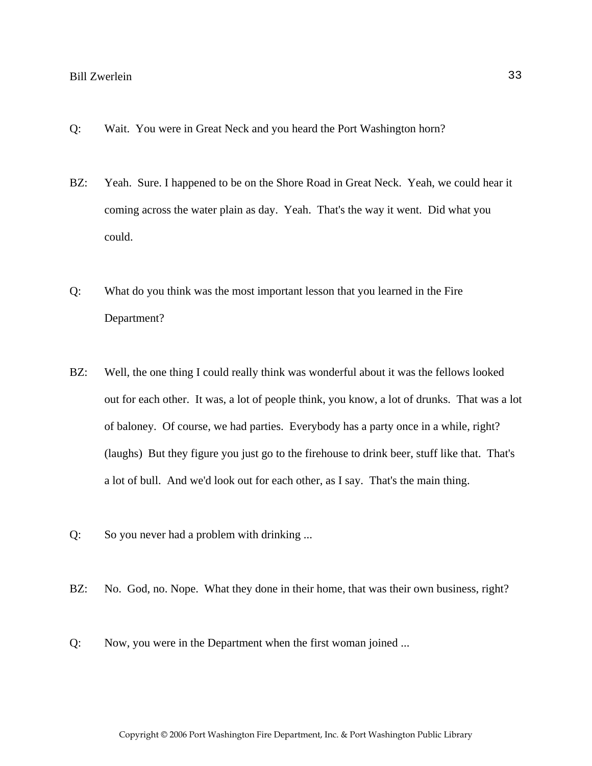Q: Wait. You were in Great Neck and you heard the Port Washington horn?

BZ: Yeah. Sure. I happened to be on the Shore Road in Great Neck. Yeah, we could hear it coming across the water plain as day. Yeah. That's the way it went. Did what you could.

Q: What do you think was the most important lesson that you learned in the Fire Department?

BZ: Well, the one thing I could really think was wonderful about it was the fellows looked out for each other. It was, a lot of people think, you know, a lot of drunks. That was a lot of baloney. Of course, we had parties. Everybody has a party once in a while, right? (laughs) But they figure you just go to the firehouse to drink beer, stuff like that. That's a lot of bull. And we'd look out for each other, as I say. That's the main thing.

Q: So you never had a problem with drinking ...

BZ: No. God, no. Nope. What they done in their home, that was their own business, right?

Q: Now, you were in the Department when the first woman joined ...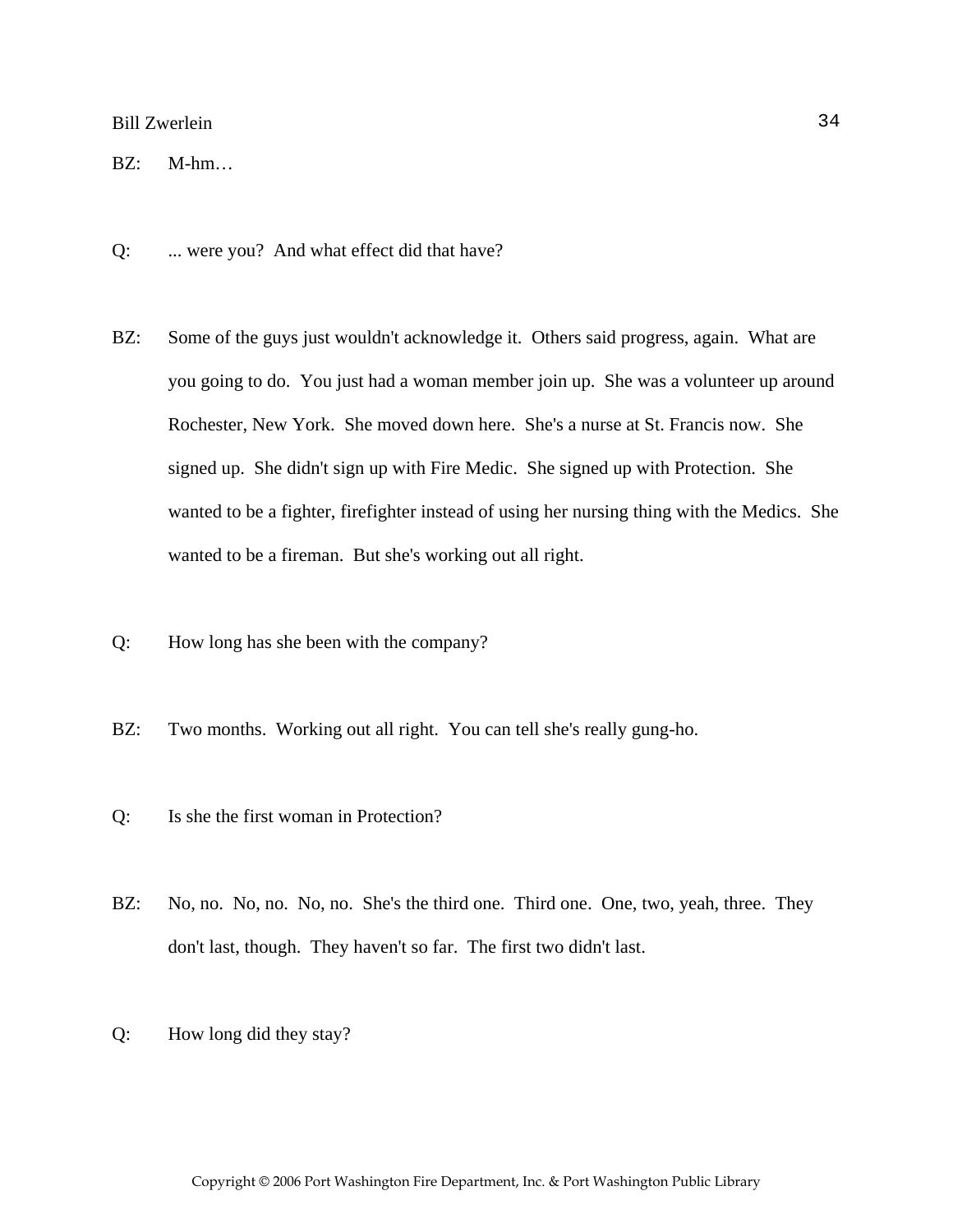BZ: M-hm…

Q: ... were you? And what effect did that have?

BZ: Some of the guys just wouldn't acknowledge it. Others said progress, again. What are you going to do. You just had a woman member join up. She was a volunteer up around Rochester, New York. She moved down here. She's a nurse at St. Francis now. She signed up. She didn't sign up with Fire Medic. She signed up with Protection. She wanted to be a fighter, firefighter instead of using her nursing thing with the Medics. She wanted to be a fireman. But she's working out all right.

Q: How long has she been with the company?

BZ: Two months. Working out all right. You can tell she's really gung-ho.

Q: Is she the first woman in Protection?

BZ: No, no. No, no. No, no. She's the third one. Third one. One, two, yeah, three. They don't last, though. They haven't so far. The first two didn't last.

Q: How long did they stay?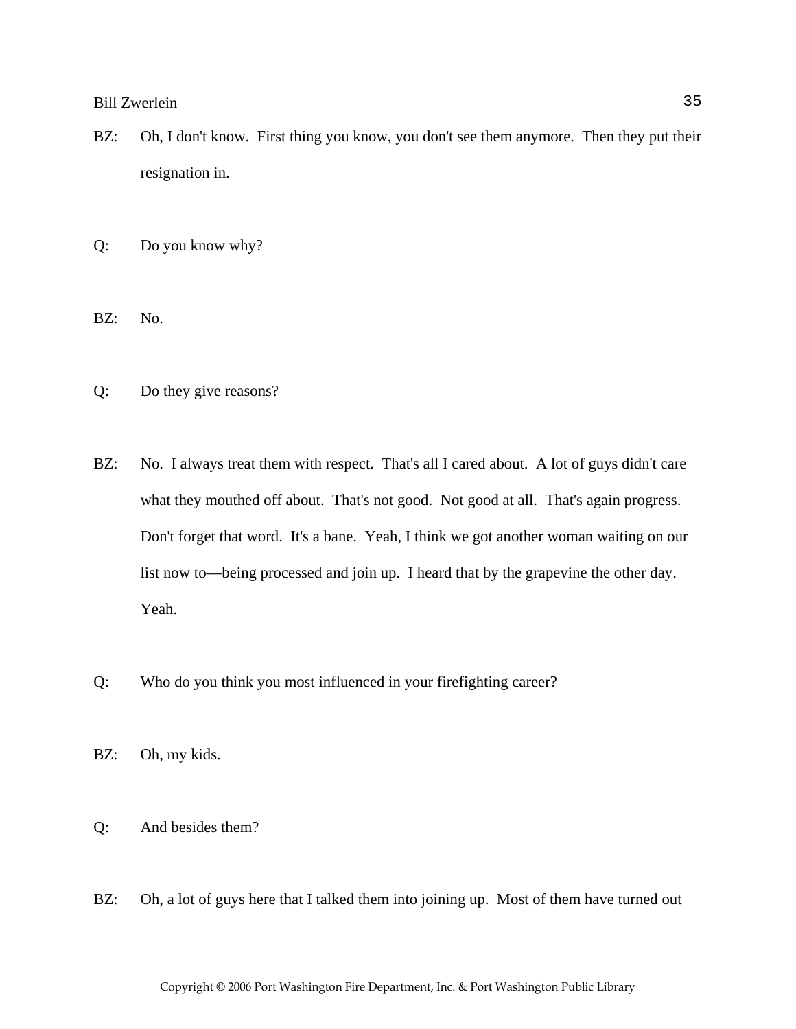BZ: Oh, I don't know. First thing you know, you don't see them anymore. Then they put their resignation in.

Q: Do you know why?

BZ: No.

Q: Do they give reasons?

BZ: No. I always treat them with respect. That's all I cared about. A lot of guys didn't care what they mouthed off about. That's not good. Not good at all. That's again progress. Don't forget that word. It's a bane. Yeah, I think we got another woman waiting on our list now to—being processed and join up. I heard that by the grapevine the other day. Yeah.

Q: Who do you think you most influenced in your firefighting career?

BZ: Oh, my kids.

Q: And besides them?

BZ: Oh, a lot of guys here that I talked them into joining up. Most of them have turned out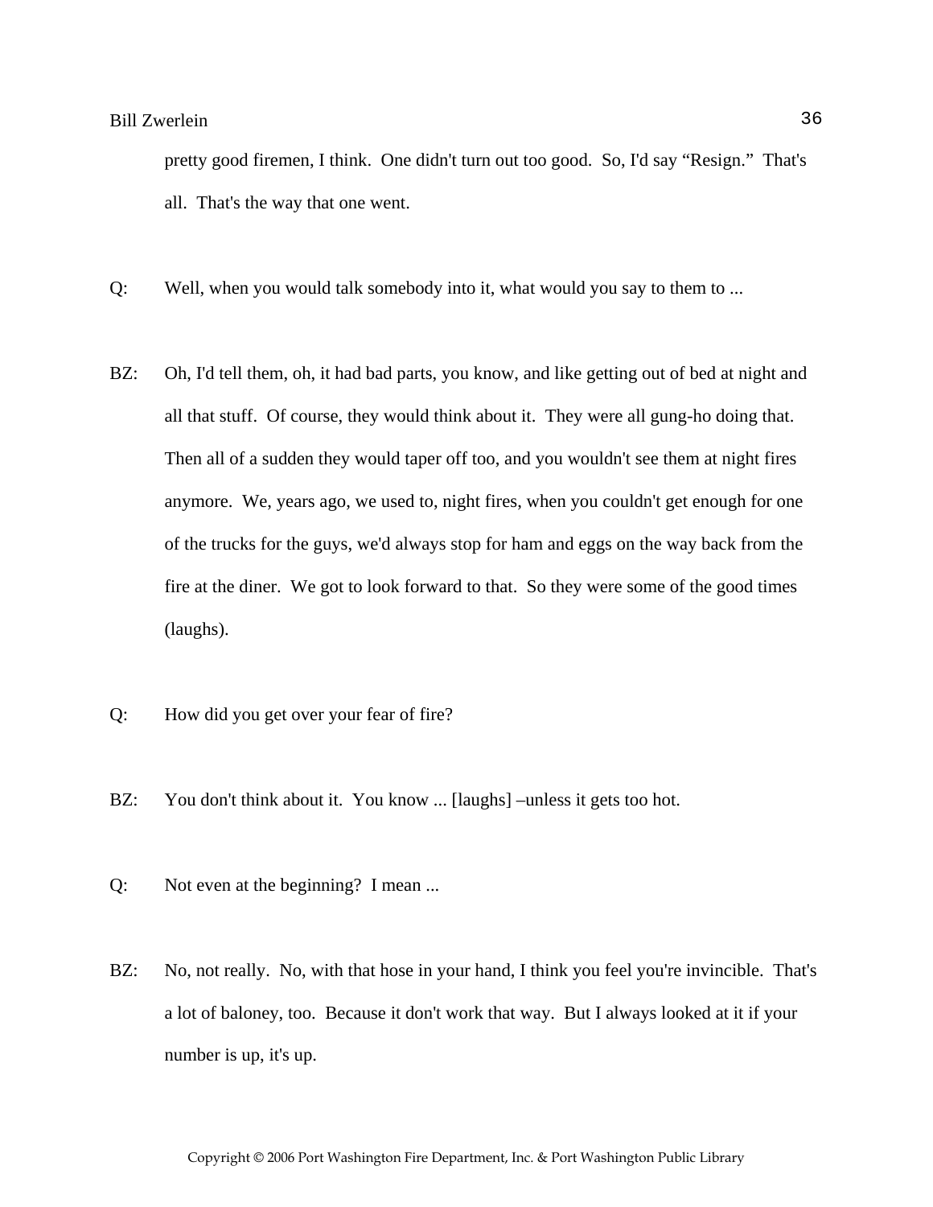pretty good firemen, I think. One didn't turn out too good. So, I'd say “Resign.” That's all. That's the way that one went.

Q: Well, when you would talk somebody into it, what would you say to them to ...

BZ: Oh, I'd tell them, oh, it had bad parts, you know, and like getting out of bed at night and all that stuff. Of course, they would think about it. They were all gung-ho doing that. Then all of a sudden they would taper off too, and you wouldn't see them at night fires anymore. We, years ago, we used to, night fires, when you couldn't get enough for one of the trucks for the guys, we'd always stop for ham and eggs on the way back from the fire at the diner. We got to look forward to that. So they were some of the good times (laughs).

Q: How did you get over your fear of fire?

BZ: You don't think about it. You know ... [laughs] –unless it gets too hot.

Q: Not even at the beginning? I mean ...

BZ: No, not really. No, with that hose in your hand, I think you feel you're invincible. That's a lot of baloney, too. Because it don't work that way. But I always looked at it if your number is up, it's up.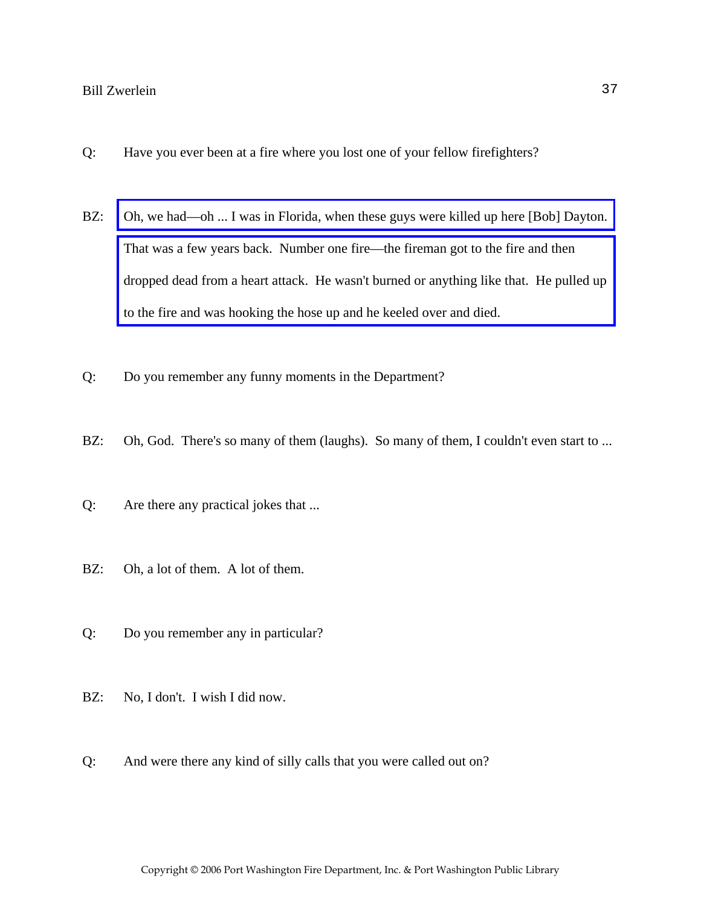Q: Have you ever been at a fire where you lost one of your fellow firefighters?

BZ: Oh, we had—oh ... I was in Florida, when these guys were killed up here [Bob] Dayton. That was a few years back. Number one fire—the fireman got to the fire and then dropped dead from a heart attack. He wasn't burned or anything like that. He pulled up to the fire and was hooking the hose up and he keeled over and died.

Q: Do you remember any funny moments in the Department?

BZ: Oh, God. There's so many of them (laughs). So many of them, I couldn't even start to ...

Q: Are there any practical jokes that ...

BZ: Oh, a lot of them. A lot of them.

Q: Do you remember any in particular?

BZ: No, I don't. I wish I did now.

Q: And were there any kind of silly calls that you were called out on?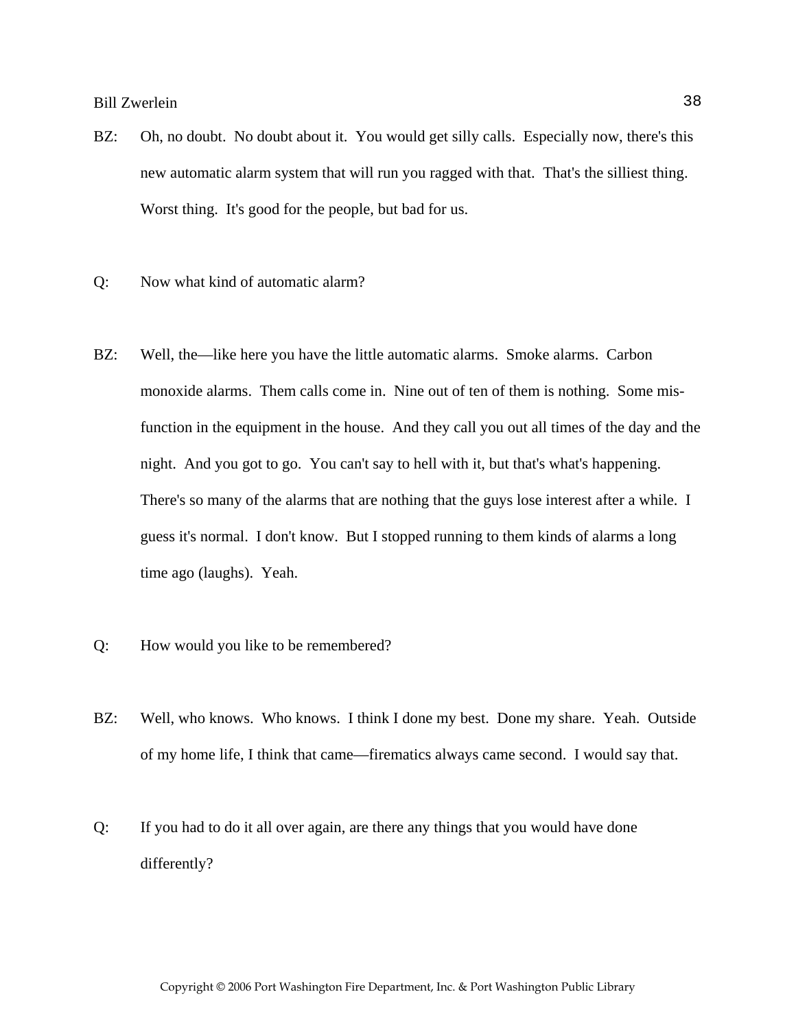BZ: Oh, no doubt. No doubt about it. You would get silly calls. Especially now, there's this new automatic alarm system that will run you ragged with that. That's the silliest thing. Worst thing. It's good for the people, but bad for us.

Q: Now what kind of automatic alarm?

BZ: Well, the—like here you have the little automatic alarms. Smoke alarms. Carbon monoxide alarms. Them calls come in. Nine out of ten of them is nothing. Some mis-function in the equipment in the house. And they call you out all times of the day and the night. And you got to go. You can't say to hell with it, but that's what's happening. There's so many of the alarms that are nothing that the guys lose interest after a while. I guess it's normal. I don't know. But I stopped running to them kinds of alarms a long time ago (laughs). Yeah.

Q: How would you like to be remembered?

BZ: Well, who knows. Who knows. I think I done my best. Done my share. Yeah. Outside of my home life, I think that came—firematics always came second. I would say that.

Q: If you had to do it all over again, are there any things that you would have done differently?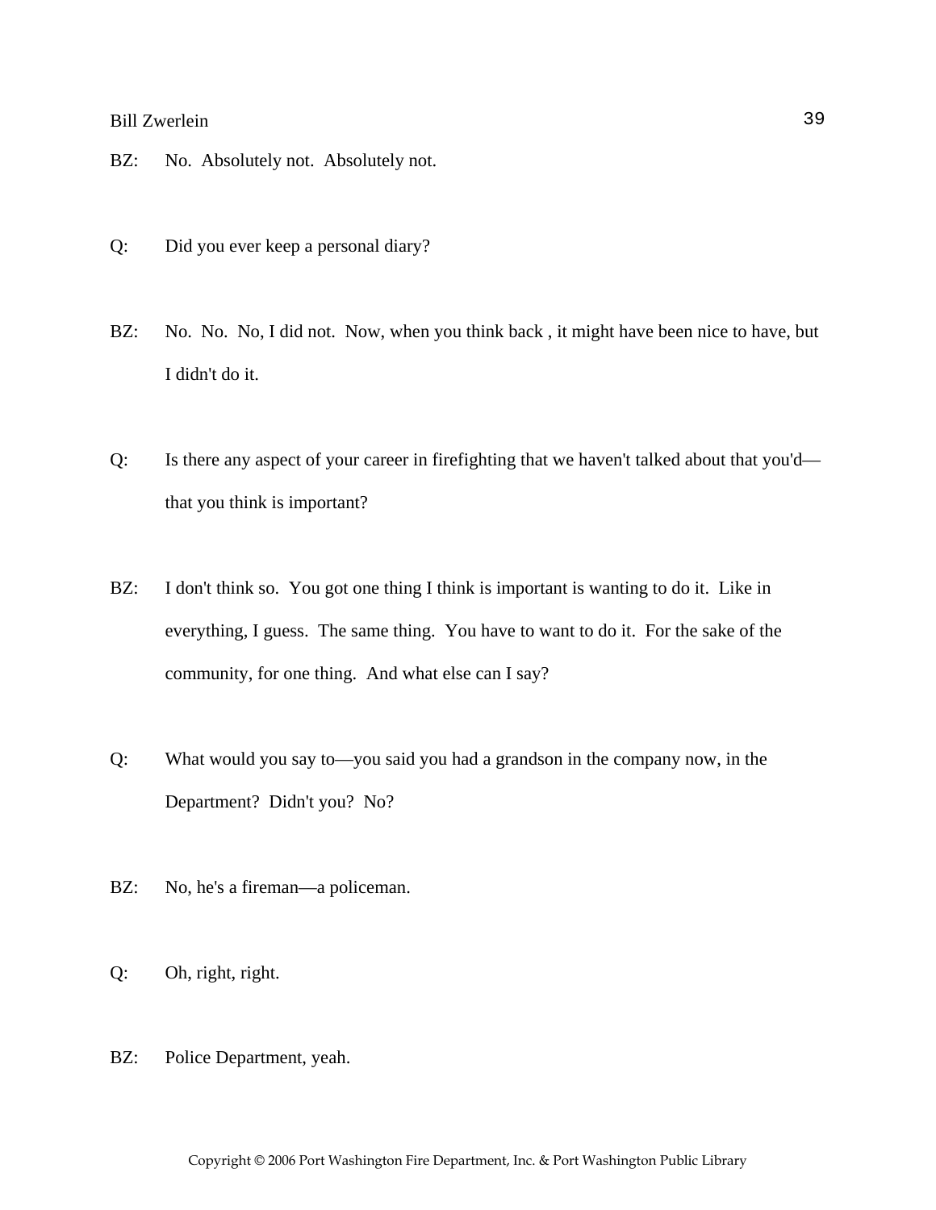BZ: No. Absolutely not. Absolutely not.

Q: Did you ever keep a personal diary?

BZ: No. No. No, I did not. Now, when you think back , it might have been nice to have, but I didn't do it.

Q: Is there any aspect of your career in firefighting that we haven't talked about that you'd—that you think is important?

BZ: I don't think so. You got one thing I think is important is wanting to do it. Like in everything, I guess. The same thing. You have to want to do it. For the sake of the community, for one thing. And what else can I say?

Q: What would you say to—you said you had a grandson in the company now, in the Department? Didn't you? No?

BZ: No, he's a fireman—a policeman.

Q: Oh, right, right.

BZ: Police Department, yeah.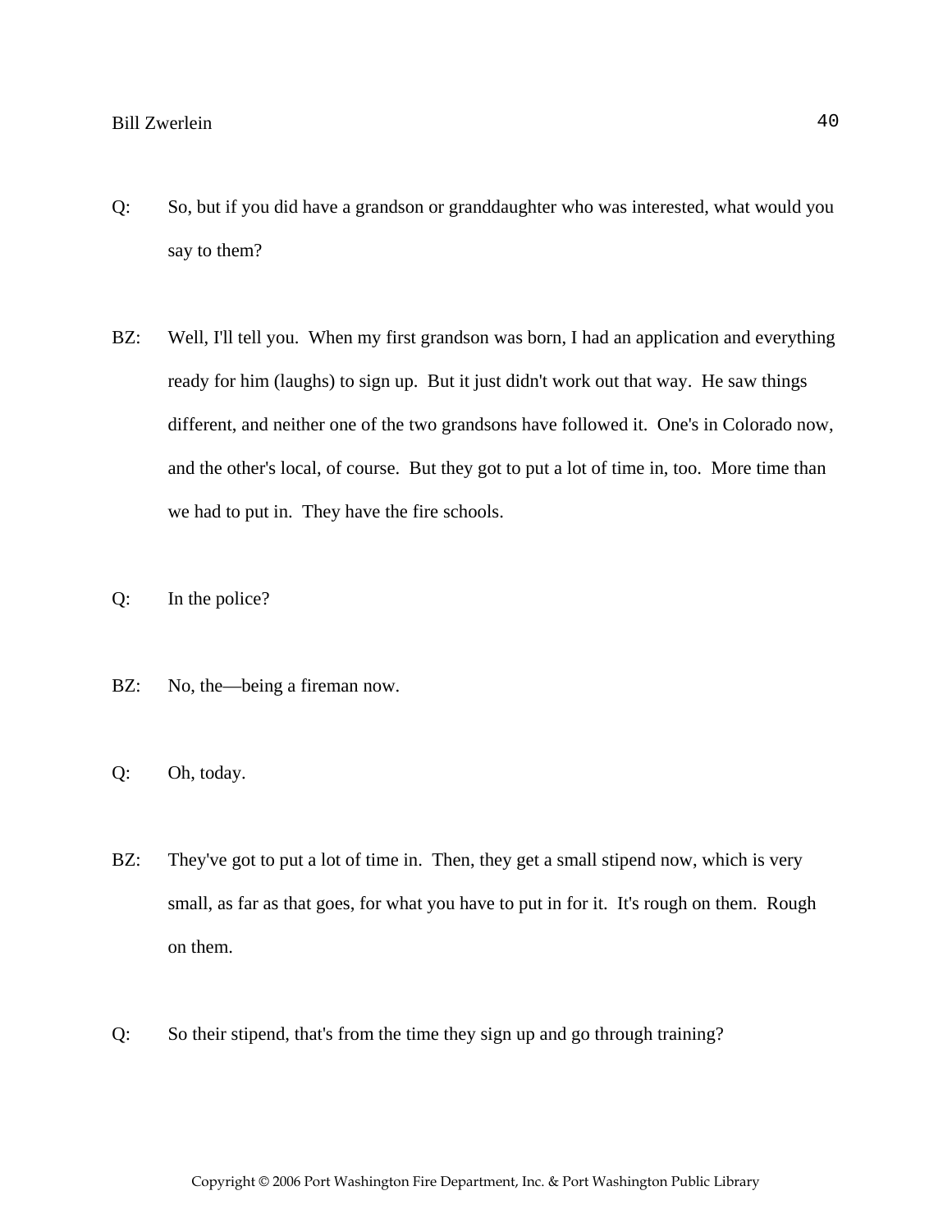Q: So, but if you did have a grandson or granddaughter who was interested, what would you say to them?

BZ: Well, I'll tell you. When my first grandson was born, I had an application and everything ready for him (laughs) to sign up. But it just didn't work out that way. He saw things different, and neither one of the two grandsons have followed it. One's in Colorado now, and the other's local, of course. But they got to put a lot of time in, too. More time than we had to put in. They have the fire schools.

Q: In the police?

BZ: No, the—being a fireman now.

Q: Oh, today.

BZ: They've got to put a lot of time in. Then, they get a small stipend now, which is very small, as far as that goes, for what you have to put in for it. It's rough on them. Rough on them.

Q: So their stipend, that's from the time they sign up and go through training?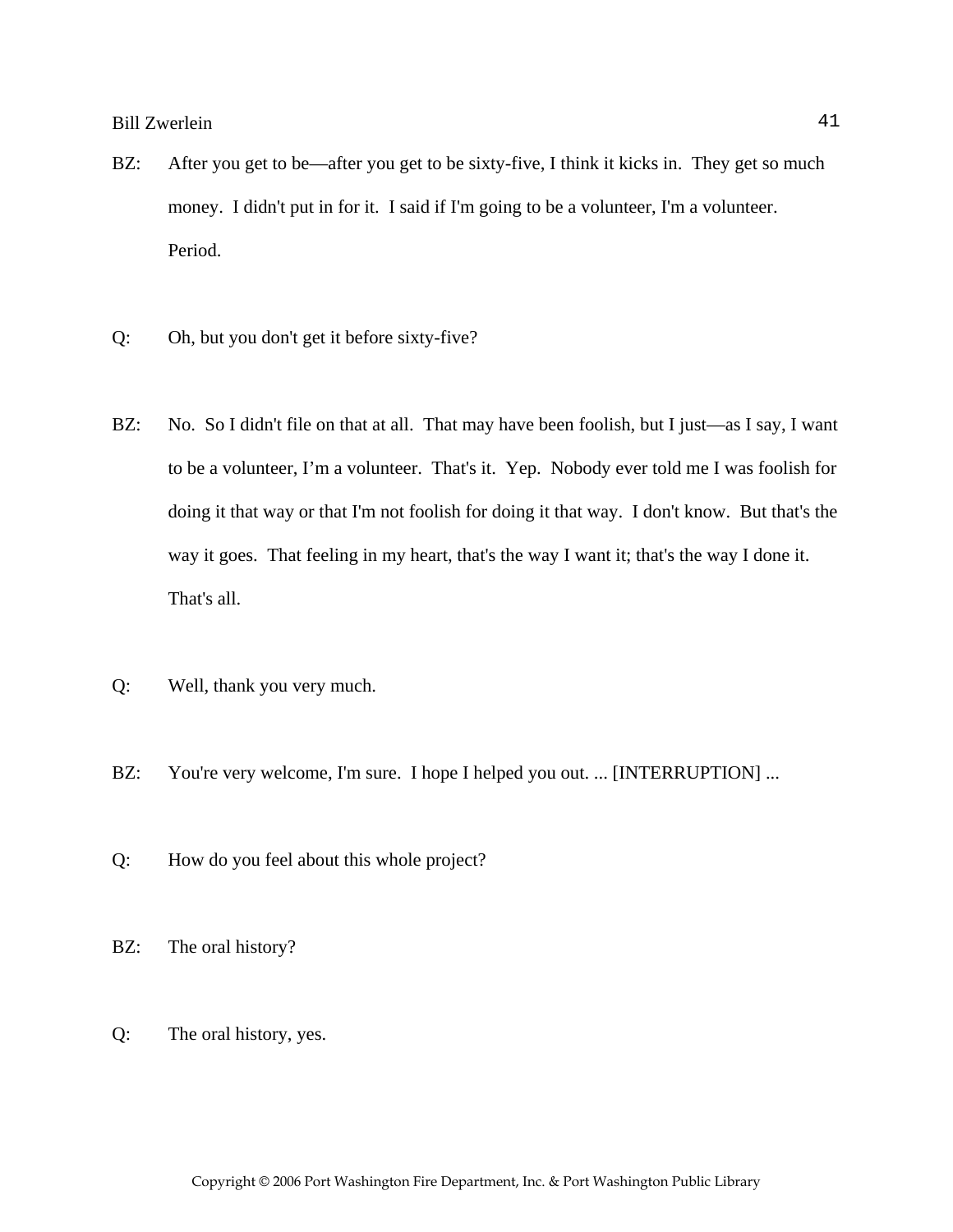BZ: After you get to be—after you get to be sixty-five, I think it kicks in. They get so much money. I didn't put in for it. I said if I'm going to be a volunteer, I'm a volunteer. Period.

Q: Oh, but you don't get it before sixty-five?

BZ: No. So I didn't file on that at all. That may have been foolish, but I just—as I say, I want to be a volunteer, I'm a volunteer. That's it. Yep. Nobody ever told me I was foolish for doing it that way or that I'm not foolish for doing it that way. I don't know. But that's the way it goes. That feeling in my heart, that's the way I want it; that's the way I done it. That's all.

Q: Well, thank you very much.

BZ: You're very welcome, I'm sure. I hope I helped you out. ... [INTERRUPTION] ...

Q: How do you feel about this whole project?

BZ: The oral history?

Q: The oral history, yes.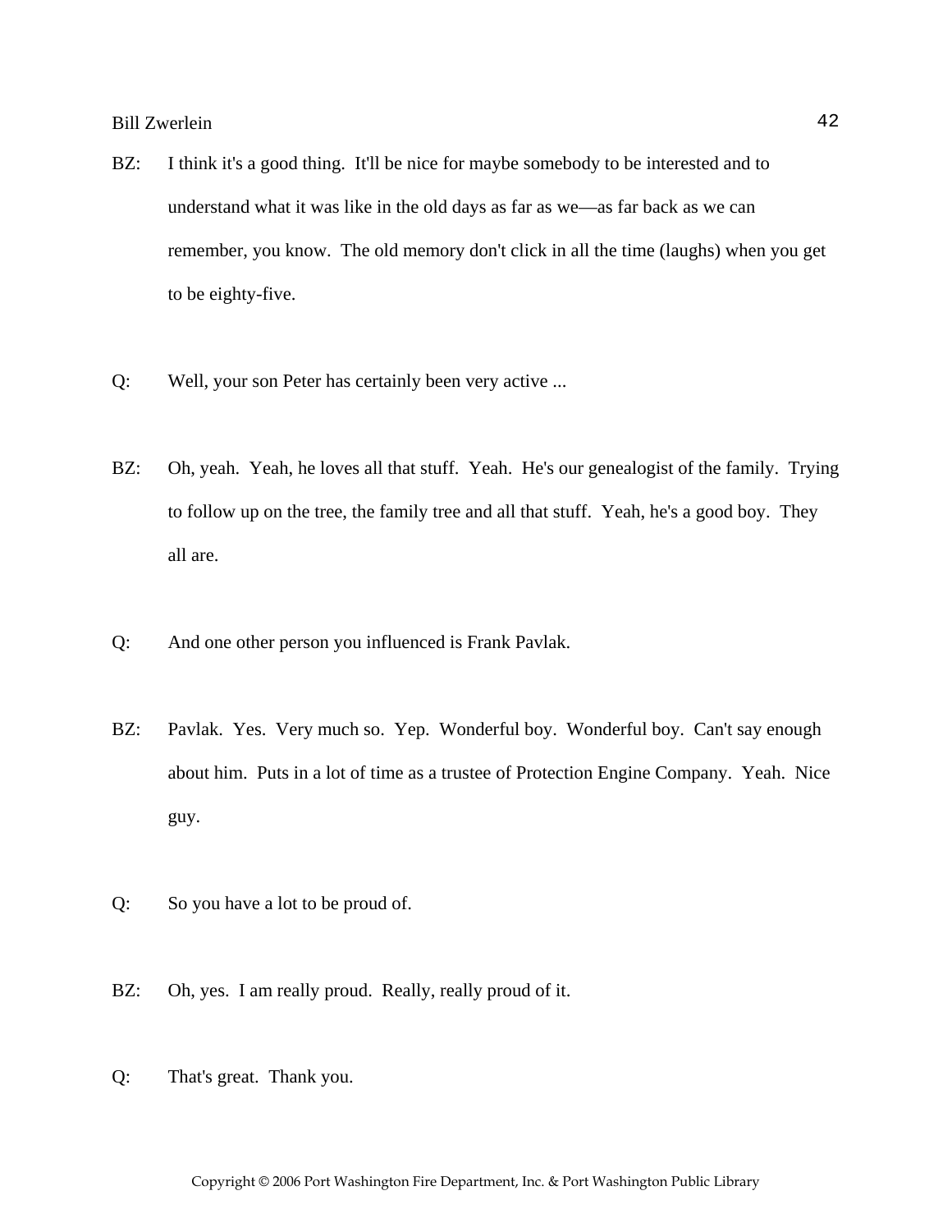BZ: I think it's a good thing. It'll be nice for maybe somebody to be interested and to understand what it was like in the old days as far as we—as far back as we can remember, you know. The old memory don't click in all the time (laughs) when you get to be eighty-five.

Q: Well, your son Peter has certainly been very active ...

BZ: Oh, yeah. Yeah, he loves all that stuff. Yeah. He's our genealogist of the family. Trying to follow up on the tree, the family tree and all that stuff. Yeah, he's a good boy. They all are.

Q: And one other person you influenced is Frank Pavlak.

BZ: Pavlak. Yes. Very much so. Yep. Wonderful boy. Wonderful boy. Can't say enough about him. Puts in a lot of time as a trustee of Protection Engine Company. Yeah. Nice guy.

Q: So you have a lot to be proud of.

BZ: Oh, yes. I am really proud. Really, really proud of it.

Q: That's great. Thank you.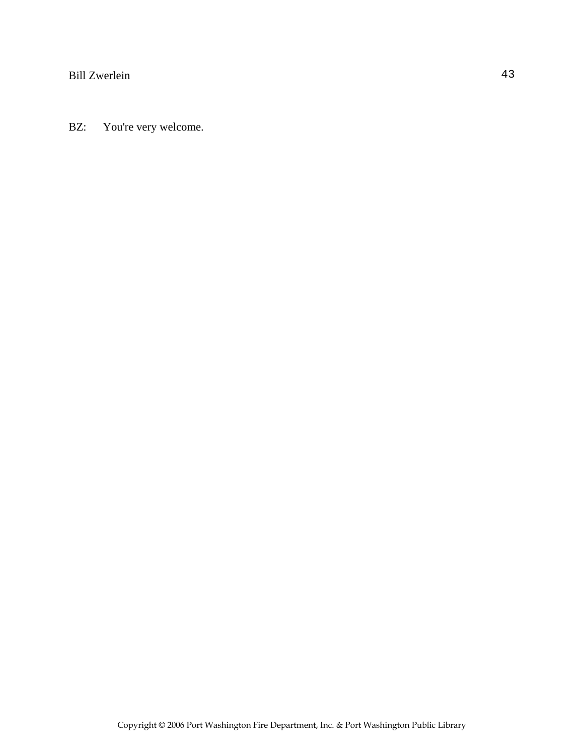BZ: You're very welcome.